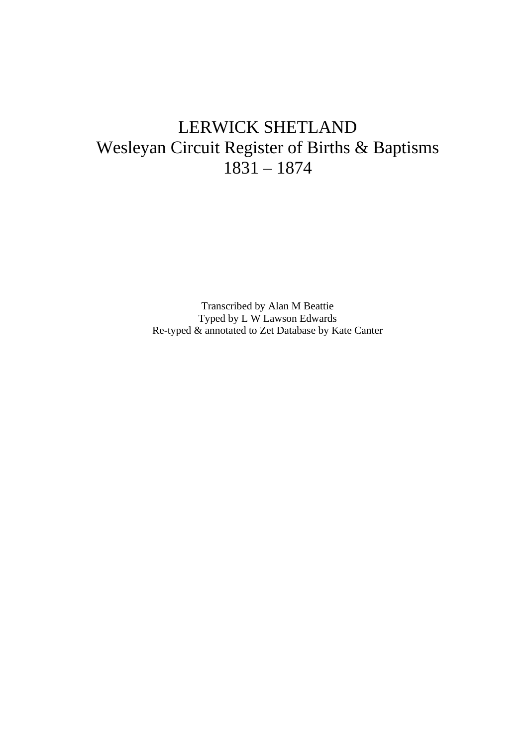# LERWICK SHETLAND
# Wesleyan Circuit Register of Births & Baptisms
# 1831 – 1874

Transcribed by Alan M Beattie
Typed by L W Lawson Edwards
Re-typed & annotated to Zet Database by Kate Canter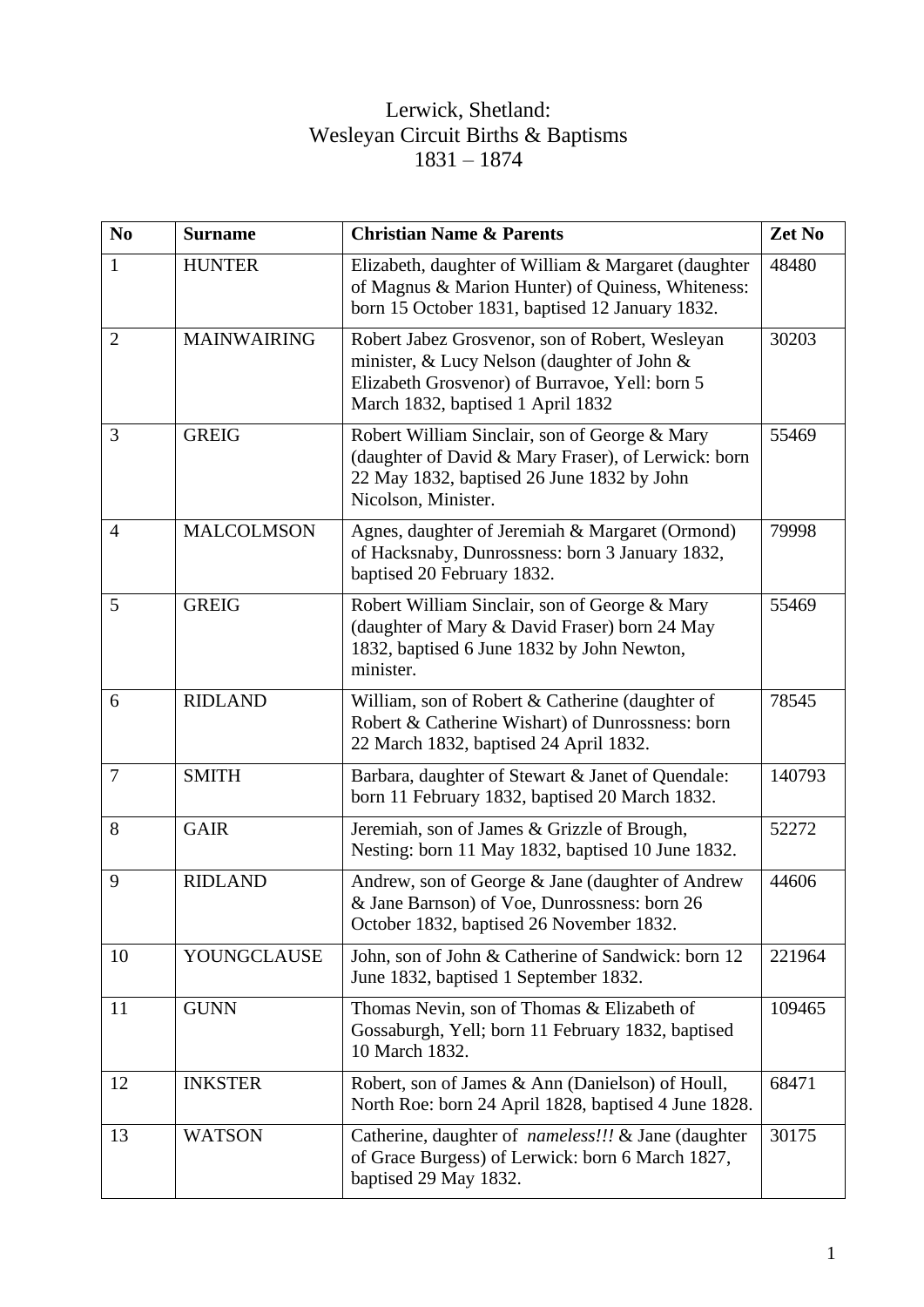# Lerwick, Shetland:
# Wesleyan Circuit Births & Baptisms
# 1831 – 1874

| No | Surname | Christian Name & Parents | Zet No |
|---|---|---|---|
| 1 | HUNTER | Elizabeth, daughter of William & Margaret (daughter of Magnus & Marion Hunter) of Quiness, Whiteness: born 15 October 1831, baptised 12 January 1832. | 48480 |
| 2 | MAINWAIRING | Robert Jabez Grosvenor, son of Robert, Wesleyan minister, & Lucy Nelson (daughter of John & Elizabeth Grosvenor) of Burravoe, Yell: born 5 March 1832, baptised 1 April 1832 | 30203 |
| 3 | GREIG | Robert William Sinclair, son of George & Mary (daughter of David & Mary Fraser), of Lerwick: born 22 May 1832, baptised 26 June 1832 by John Nicolson, Minister. | 55469 |
| 4 | MALCOLMSON | Agnes, daughter of Jeremiah & Margaret (Ormond) of Hacksnaby, Dunrossness: born 3 January 1832, baptised 20 February 1832. | 79998 |
| 5 | GREIG | Robert William Sinclair, son of George & Mary (daughter of Mary & David Fraser) born 24 May 1832, baptised 6 June 1832 by John Newton, minister. | 55469 |
| 6 | RIDLAND | William, son of Robert & Catherine (daughter of Robert & Catherine Wishart) of Dunrossness: born 22 March 1832, baptised 24 April 1832. | 78545 |
| 7 | SMITH | Barbara, daughter of Stewart & Janet of Quendale: born 11 February 1832, baptised 20 March 1832. | 140793 |
| 8 | GAIR | Jeremiah, son of James & Grizzle of Brough, Nesting: born 11 May 1832, baptised 10 June 1832. | 52272 |
| 9 | RIDLAND | Andrew, son of George & Jane (daughter of Andrew & Jane Barnson) of Voe, Dunrossness: born 26 October 1832, baptised 26 November 1832. | 44606 |
| 10 | YOUNGCLAUSE | John, son of John & Catherine of Sandwick: born 12 June 1832, baptised 1 September 1832. | 221964 |
| 11 | GUNN | Thomas Nevin, son of Thomas & Elizabeth of Gossaburgh, Yell; born 11 February 1832, baptised 10 March 1832. | 109465 |
| 12 | INKSTER | Robert, son of James & Ann (Danielson) of Houll, North Roe: born 24 April 1828, baptised 4 June 1828. | 68471 |
| 13 | WATSON | Catherine, daughter of *nameless!!!* & Jane (daughter of Grace Burgess) of Lerwick: born 6 March 1827, baptised 29 May 1832. | 30175 |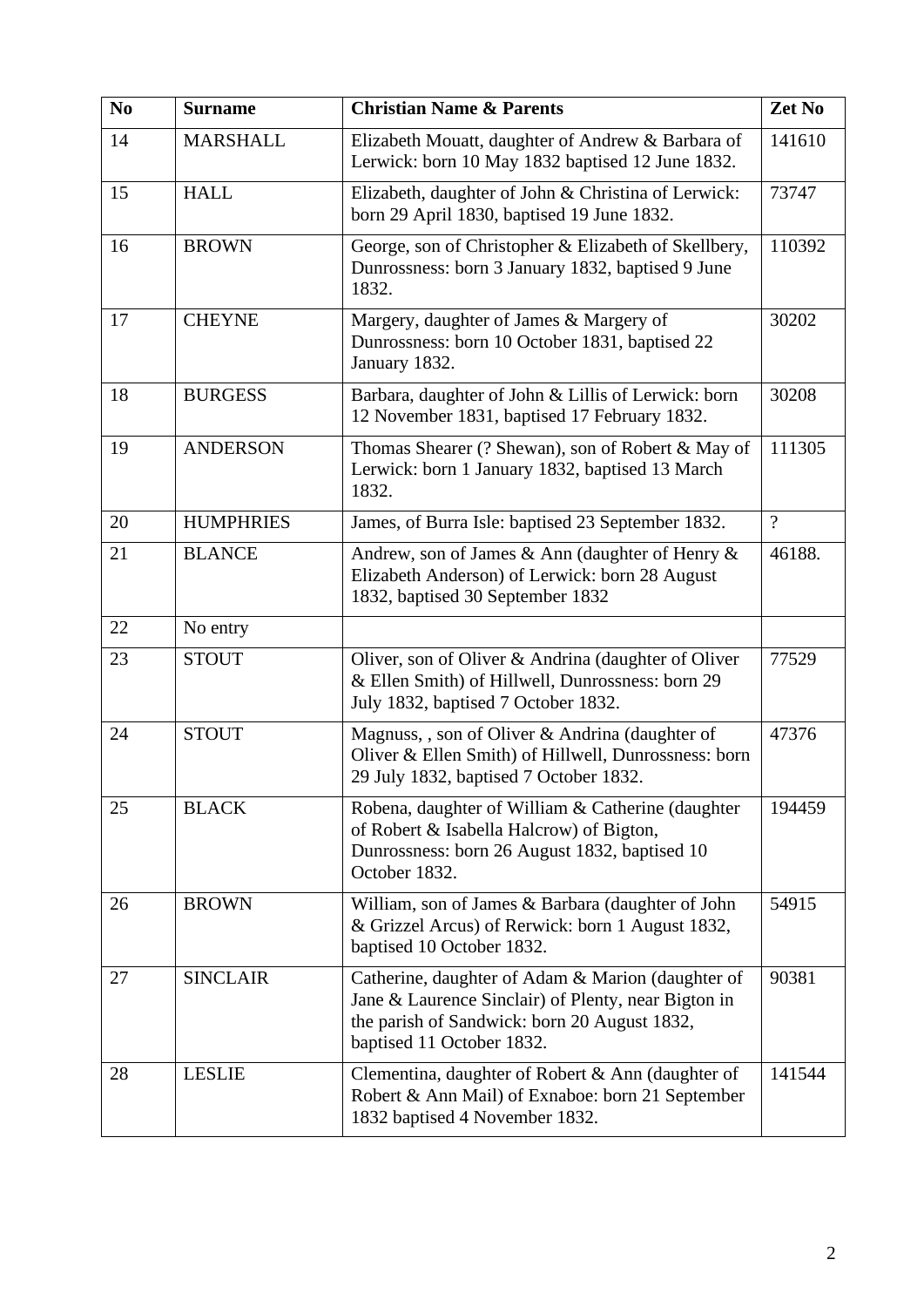| No | Surname | Christian Name & Parents | Zet No |
|---|---|---|---|
| 14 | MARSHALL | Elizabeth Mouatt, daughter of Andrew & Barbara of Lerwick: born 10 May 1832 baptised 12 June 1832. | 141610 |
| 15 | HALL | Elizabeth, daughter of John & Christina of Lerwick: born 29 April 1830, baptised 19 June 1832. | 73747 |
| 16 | BROWN | George, son of Christopher & Elizabeth of Skellbery, Dunrossness: born 3 January 1832, baptised 9 June 1832. | 110392 |
| 17 | CHEYNE | Margery, daughter of James & Margery of Dunrossness: born 10 October 1831, baptised 22 January 1832. | 30202 |
| 18 | BURGESS | Barbara, daughter of John & Lillis of Lerwick: born 12 November 1831, baptised 17 February 1832. | 30208 |
| 19 | ANDERSON | Thomas Shearer (? Shewan), son of Robert & May of Lerwick: born 1 January 1832, baptised 13 March 1832. | 111305 |
| 20 | HUMPHRIES | James, of Burra Isle: baptised 23 September 1832. | ? |
| 21 | BLANCE | Andrew, son of James & Ann (daughter of Henry & Elizabeth Anderson) of Lerwick: born 28 August 1832, baptised 30 September 1832 | 46188. |
| 22 | No entry | | |
| 23 | STOUT | Oliver, son of Oliver & Andrina (daughter of Oliver & Ellen Smith) of Hillwell, Dunrossness: born 29 July 1832, baptised 7 October 1832. | 77529 |
| 24 | STOUT | Magnuss, , son of Oliver & Andrina (daughter of Oliver & Ellen Smith) of Hillwell, Dunrossness: born 29 July 1832, baptised 7 October 1832. | 47376 |
| 25 | BLACK | Robena, daughter of William & Catherine (daughter of Robert & Isabella Halcrow) of Bigton, Dunrossness: born 26 August 1832, baptised 10 October 1832. | 194459 |
| 26 | BROWN | William, son of James & Barbara (daughter of John & Grizzel Arcus) of Rerwick: born 1 August 1832, baptised 10 October 1832. | 54915 |
| 27 | SINCLAIR | Catherine, daughter of Adam & Marion (daughter of Jane & Laurence Sinclair) of Plenty, near Bigton in the parish of Sandwick: born 20 August 1832, baptised 11 October 1832. | 90381 |
| 28 | LESLIE | Clementina, daughter of Robert & Ann (daughter of Robert & Ann Mail) of Exnaboe: born 21 September 1832 baptised 4 November 1832. | 141544 |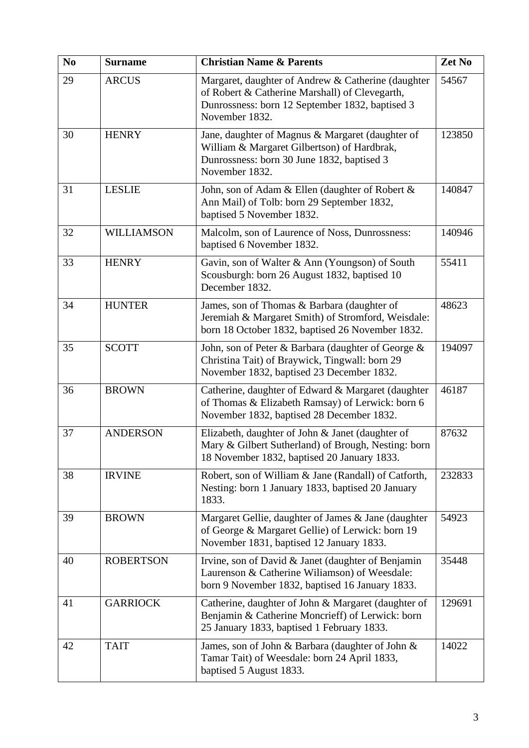| No | Surname | Christian Name & Parents | Zet No |
|---|---|---|---|
| 29 | ARCUS | Margaret, daughter of Andrew & Catherine (daughter of Robert & Catherine Marshall) of Clevegarth, Dunrossness: born 12 September 1832, baptised 3 November 1832. | 54567 |
| 30 | HENRY | Jane, daughter of Magnus & Margaret (daughter of William & Margaret Gilbertson) of Hardbrak, Dunrossness: born 30 June 1832, baptised 3 November 1832. | 123850 |
| 31 | LESLIE | John, son of Adam & Ellen (daughter of Robert & Ann Mail) of Tolb: born 29 September 1832, baptised 5 November 1832. | 140847 |
| 32 | WILLIAMSON | Malcolm, son of Laurence of Noss, Dunrossness: baptised 6 November 1832. | 140946 |
| 33 | HENRY | Gavin, son of Walter & Ann (Youngson) of South Scousburgh: born 26 August 1832, baptised 10 December 1832. | 55411 |
| 34 | HUNTER | James, son of Thomas & Barbara (daughter of Jeremiah & Margaret Smith) of Stromford, Weisdale: born 18 October 1832, baptised 26 November 1832. | 48623 |
| 35 | SCOTT | John, son of Peter & Barbara (daughter of George & Christina Tait) of Braywick, Tingwall: born 29 November 1832, baptised 23 December 1832. | 194097 |
| 36 | BROWN | Catherine, daughter of Edward & Margaret (daughter of Thomas & Elizabeth Ramsay) of Lerwick: born 6 November 1832, baptised 28 December 1832. | 46187 |
| 37 | ANDERSON | Elizabeth, daughter of John & Janet (daughter of Mary & Gilbert Sutherland) of Brough, Nesting: born 18 November 1832, baptised 20 January 1833. | 87632 |
| 38 | IRVINE | Robert, son of William & Jane (Randall) of Catforth, Nesting: born 1 January 1833, baptised 20 January 1833. | 232833 |
| 39 | BROWN | Margaret Gellie, daughter of James & Jane (daughter of George & Margaret Gellie) of Lerwick: born 19 November 1831, baptised 12 January 1833. | 54923 |
| 40 | ROBERTSON | Irvine, son of David & Janet (daughter of Benjamin Laurenson & Catherine Wiliamson) of Weesdale: born 9 November 1832, baptised 16 January 1833. | 35448 |
| 41 | GARRIOCK | Catherine, daughter of John & Margaret (daughter of Benjamin & Catherine Moncrieff) of Lerwick: born 25 January 1833, baptised 1 February 1833. | 129691 |
| 42 | TAIT | James, son of John & Barbara (daughter of John & Tamar Tait) of Weesdale: born 24 April 1833, baptised 5 August 1833. | 14022 |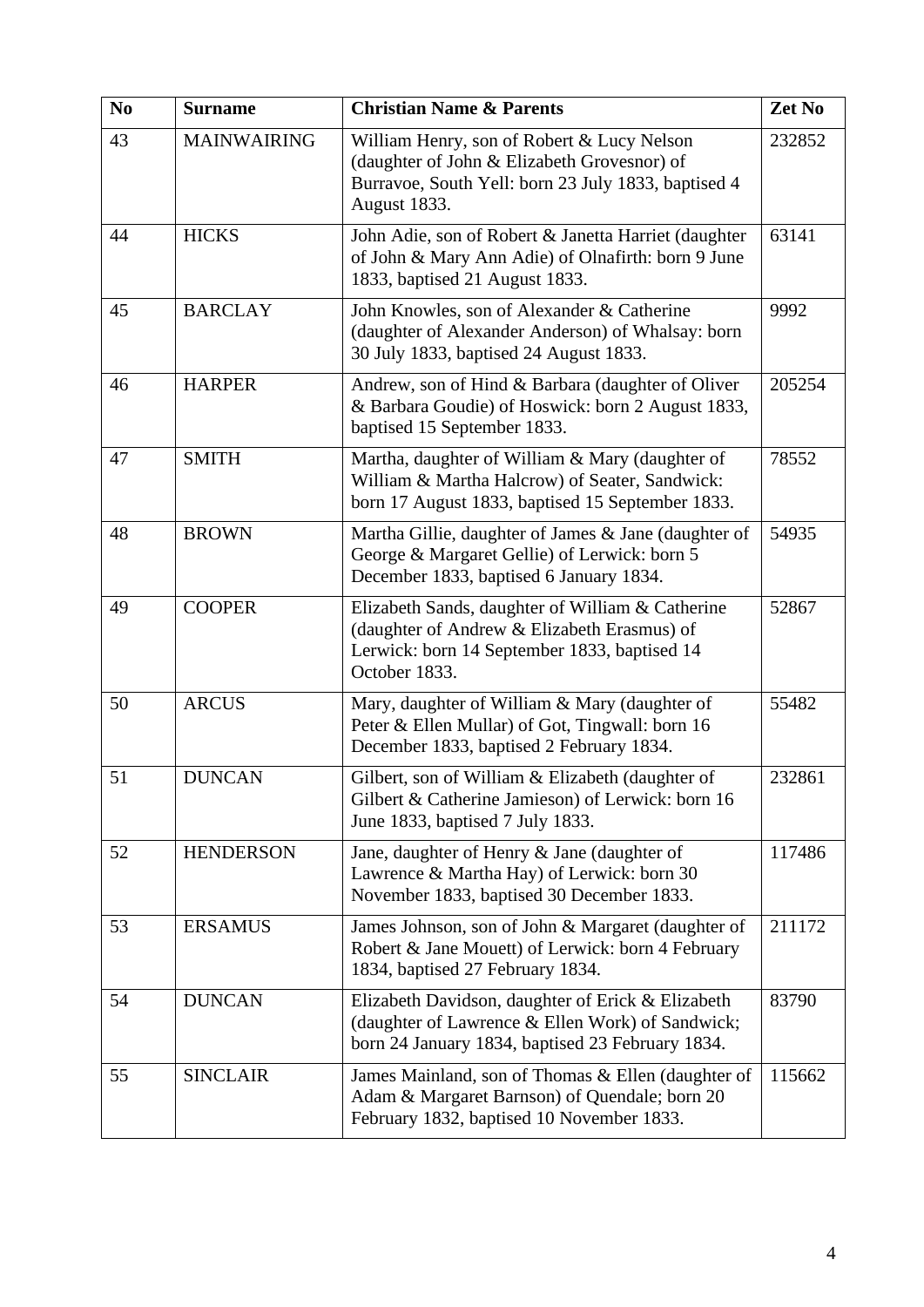| No | Surname | Christian Name & Parents | Zet No |
|---|---|---|---|
| 43 | MAINWAIRING | William Henry, son of Robert & Lucy Nelson (daughter of John & Elizabeth Grovesnor) of Burravoe, South Yell: born 23 July 1833, baptised 4 August 1833. | 232852 |
| 44 | HICKS | John Adie, son of Robert & Janetta Harriet (daughter of John & Mary Ann Adie) of Olnafirth: born 9 June 1833, baptised 21 August 1833. | 63141 |
| 45 | BARCLAY | John Knowles, son of Alexander & Catherine (daughter of Alexander Anderson) of Whalsay: born 30 July 1833, baptised 24 August 1833. | 9992 |
| 46 | HARPER | Andrew, son of Hind & Barbara (daughter of Oliver & Barbara Goudie) of Hoswick: born 2 August 1833, baptised 15 September 1833. | 205254 |
| 47 | SMITH | Martha, daughter of William & Mary (daughter of William & Martha Halcrow) of Seater, Sandwick: born 17 August 1833, baptised 15 September 1833. | 78552 |
| 48 | BROWN | Martha Gillie, daughter of James & Jane (daughter of George & Margaret Gellie) of Lerwick: born 5 December 1833, baptised 6 January 1834. | 54935 |
| 49 | COOPER | Elizabeth Sands, daughter of William & Catherine (daughter of Andrew & Elizabeth Erasmus) of Lerwick: born 14 September 1833, baptised 14 October 1833. | 52867 |
| 50 | ARCUS | Mary, daughter of William & Mary (daughter of Peter & Ellen Mullar) of Got, Tingwall: born 16 December 1833, baptised 2 February 1834. | 55482 |
| 51 | DUNCAN | Gilbert, son of William & Elizabeth (daughter of Gilbert & Catherine Jamieson) of Lerwick: born 16 June 1833, baptised 7 July 1833. | 232861 |
| 52 | HENDERSON | Jane, daughter of Henry & Jane (daughter of Lawrence & Martha Hay) of Lerwick: born 30 November 1833, baptised 30 December 1833. | 117486 |
| 53 | ERSAMUS | James Johnson, son of John & Margaret (daughter of Robert & Jane Mouett) of Lerwick: born 4 February 1834, baptised 27 February 1834. | 211172 |
| 54 | DUNCAN | Elizabeth Davidson, daughter of Erick & Elizabeth (daughter of Lawrence & Ellen Work) of Sandwick; born 24 January 1834, baptised 23 February 1834. | 83790 |
| 55 | SINCLAIR | James Mainland, son of Thomas & Ellen (daughter of Adam & Margaret Barnson) of Quendale; born 20 February 1832, baptised 10 November 1833. | 115662 |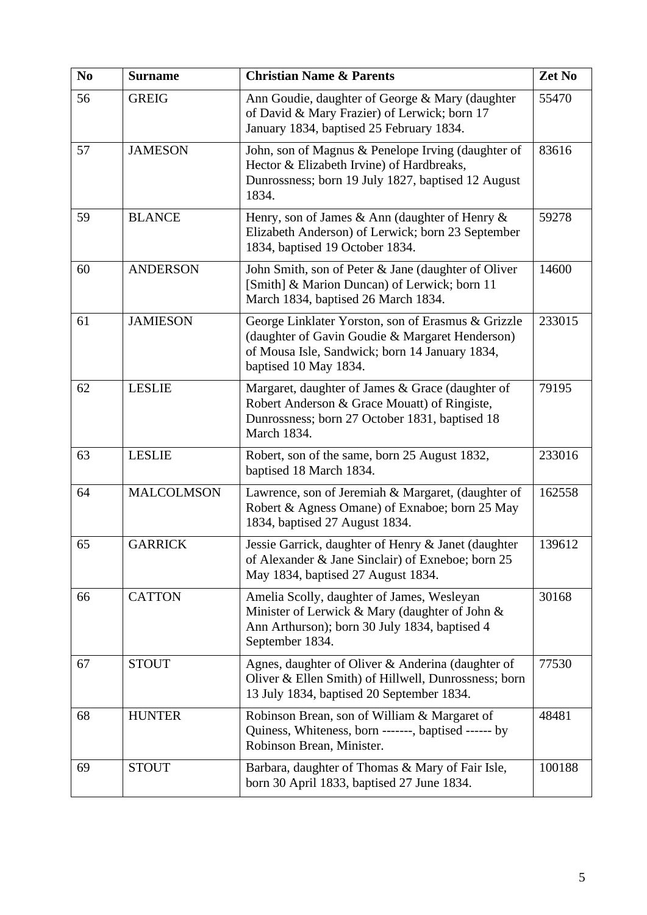| No | Surname | Christian Name & Parents | Zet No |
|---|---|---|---|
| 56 | GREIG | Ann Goudie, daughter of George & Mary (daughter of David & Mary Frazier) of Lerwick; born 17 January 1834, baptised 25 February 1834. | 55470 |
| 57 | JAMESON | John, son of Magnus & Penelope Irving (daughter of Hector & Elizabeth Irvine) of Hardbreaks, Dunrossness; born 19 July 1827, baptised 12 August 1834. | 83616 |
| 59 | BLANCE | Henry, son of James & Ann (daughter of Henry & Elizabeth Anderson) of Lerwick; born 23 September 1834, baptised 19 October 1834. | 59278 |
| 60 | ANDERSON | John Smith, son of Peter & Jane (daughter of Oliver [Smith] & Marion Duncan) of Lerwick; born 11 March 1834, baptised 26 March 1834. | 14600 |
| 61 | JAMIESON | George Linklater Yorston, son of Erasmus & Grizzle (daughter of Gavin Goudie & Margaret Henderson) of Mousa Isle, Sandwick; born 14 January 1834, baptised 10 May 1834. | 233015 |
| 62 | LESLIE | Margaret, daughter of James & Grace (daughter of Robert Anderson & Grace Mouatt) of Ringiste, Dunrossness; born 27 October 1831, baptised 18 March 1834. | 79195 |
| 63 | LESLIE | Robert, son of the same, born 25 August 1832, baptised 18 March 1834. | 233016 |
| 64 | MALCOLMSON | Lawrence, son of Jeremiah & Margaret, (daughter of Robert & Agness Omane) of Exnaboe; born 25 May 1834, baptised 27 August 1834. | 162558 |
| 65 | GARRICK | Jessie Garrick, daughter of Henry & Janet (daughter of Alexander & Jane Sinclair) of Exneboe; born 25 May 1834, baptised 27 August 1834. | 139612 |
| 66 | CATTON | Amelia Scolly, daughter of James, Wesleyan Minister of Lerwick & Mary (daughter of John & Ann Arthurson); born 30 July 1834, baptised 4 September 1834. | 30168 |
| 67 | STOUT | Agnes, daughter of Oliver & Anderina (daughter of Oliver & Ellen Smith) of Hillwell, Dunrossness; born 13 July 1834, baptised 20 September 1834. | 77530 |
| 68 | HUNTER | Robinson Brean, son of William & Margaret of Quiness, Whiteness, born -------, baptised ------ by Robinson Brean, Minister. | 48481 |
| 69 | STOUT | Barbara, daughter of Thomas & Mary of Fair Isle, born 30 April 1833, baptised 27 June 1834. | 100188 |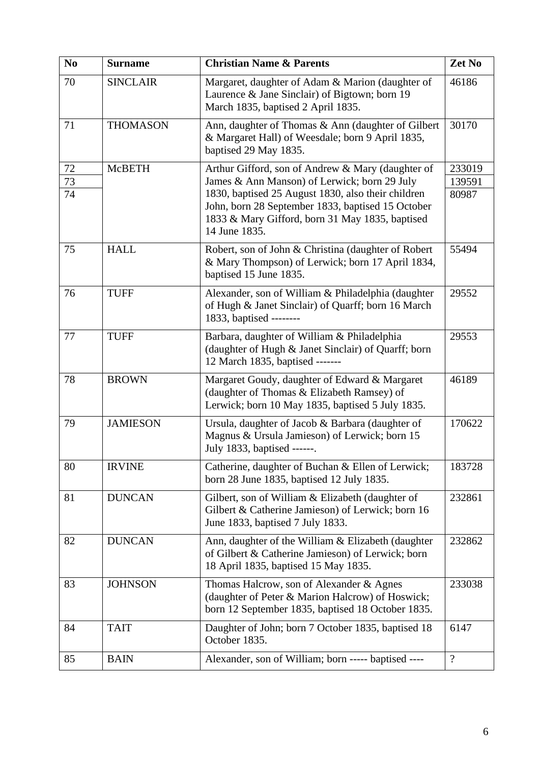| No | Surname | Christian Name & Parents | Zet No |
|---|---|---|---|
| 70 | SINCLAIR | Margaret, daughter of Adam & Marion (daughter of Laurence & Jane Sinclair) of Bigtown; born 19 March 1835, baptised 2 April 1835. | 46186 |
| 71 | THOMASON | Ann, daughter of Thomas & Ann (daughter of Gilbert & Margaret Hall) of Weesdale; born 9 April 1835, baptised 29 May 1835. | 30170 |
| 72<br>73<br>74 | McBETH | Arthur Gifford, son of Andrew & Mary (daughter of James & Ann Manson) of Lerwick; born 29 July 1830, baptised 25 August 1830, also their children John, born 28 September 1833, baptised 15 October 1833 & Mary Gifford, born 31 May 1835, baptised 14 June 1835. | 233019<br>139591<br>80987 |
| 75 | HALL | Robert, son of John & Christina (daughter of Robert & Mary Thompson) of Lerwick; born 17 April 1834, baptised 15 June 1835. | 55494 |
| 76 | TUFF | Alexander, son of William & Philadelphia (daughter of Hugh & Janet Sinclair) of Quarff; born 16 March 1833, baptised -------- | 29552 |
| 77 | TUFF | Barbara, daughter of William & Philadelphia (daughter of Hugh & Janet Sinclair) of Quarff; born 12 March 1835, baptised ------- | 29553 |
| 78 | BROWN | Margaret Goudy, daughter of Edward & Margaret (daughter of Thomas & Elizabeth Ramsey) of Lerwick; born 10 May 1835, baptised 5 July 1835. | 46189 |
| 79 | JAMIESON | Ursula, daughter of Jacob & Barbara (daughter of Magnus & Ursula Jamieson) of Lerwick; born 15 July 1833, baptised ------. | 170622 |
| 80 | IRVINE | Catherine, daughter of Buchan & Ellen of Lerwick; born 28 June 1835, baptised 12 July 1835. | 183728 |
| 81 | DUNCAN | Gilbert, son of William & Elizabeth (daughter of Gilbert & Catherine Jamieson) of Lerwick; born 16 June 1833, baptised 7 July 1833. | 232861 |
| 82 | DUNCAN | Ann, daughter of the William & Elizabeth (daughter of Gilbert & Catherine Jamieson) of Lerwick; born 18 April 1835, baptised 15 May 1835. | 232862 |
| 83 | JOHNSON | Thomas Halcrow, son of Alexander & Agnes (daughter of Peter & Marion Halcrow) of Hoswick; born 12 September 1835, baptised 18 October 1835. | 233038 |
| 84 | TAIT | Daughter of John; born 7 October 1835, baptised 18 October 1835. | 6147 |
| 85 | BAIN | Alexander, son of William; born ----- baptised ---- | ? |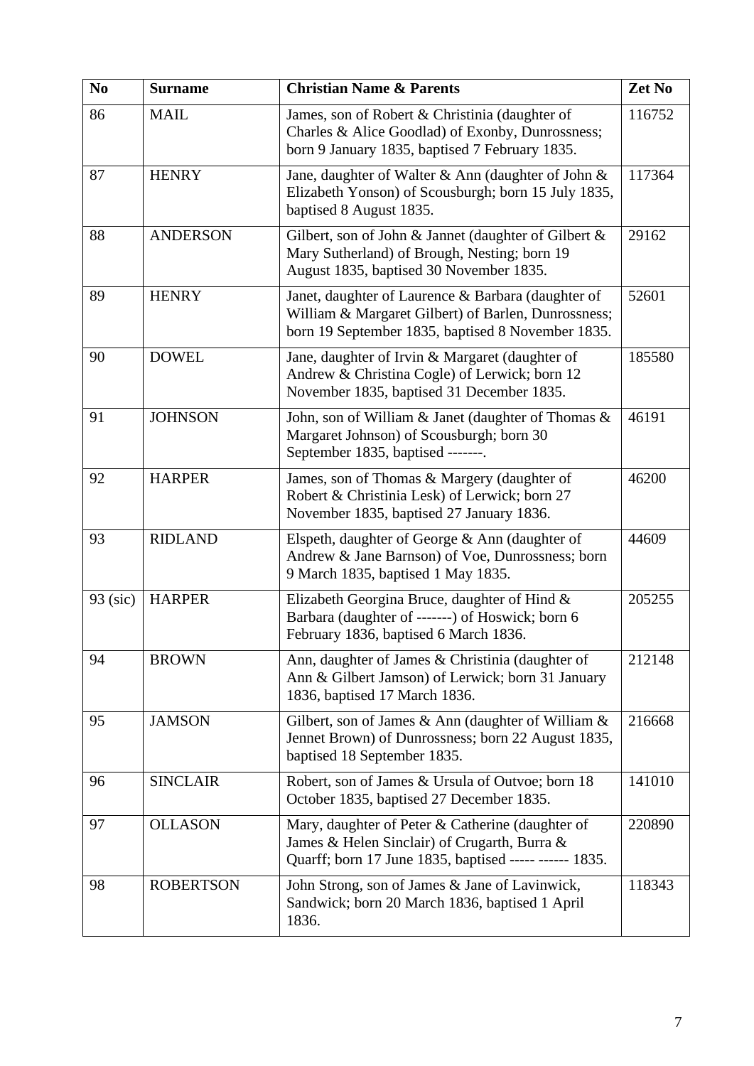| No | Surname | Christian Name & Parents | Zet No |
|---|---|---|---|
| 86 | MAIL | James, son of Robert & Christinia (daughter of Charles & Alice Goodlad) of Exonby, Dunrossness; born 9 January 1835, baptised 7 February 1835. | 116752 |
| 87 | HENRY | Jane, daughter of Walter & Ann (daughter of John & Elizabeth Yonson) of Scousburgh; born 15 July 1835, baptised 8 August 1835. | 117364 |
| 88 | ANDERSON | Gilbert, son of John & Jannet (daughter of Gilbert & Mary Sutherland) of Brough, Nesting; born 19 August 1835, baptised 30 November 1835. | 29162 |
| 89 | HENRY | Janet, daughter of Laurence & Barbara (daughter of William & Margaret Gilbert) of Barlen, Dunrossness; born 19 September 1835, baptised 8 November 1835. | 52601 |
| 90 | DOWEL | Jane, daughter of Irvin & Margaret (daughter of Andrew & Christina Cogle) of Lerwick; born 12 November 1835, baptised 31 December 1835. | 185580 |
| 91 | JOHNSON | John, son of William & Janet (daughter of Thomas & Margaret Johnson) of Scousburgh; born 30 September 1835, baptised -------. | 46191 |
| 92 | HARPER | James, son of Thomas & Margery (daughter of Robert & Christinia Lesk) of Lerwick; born 27 November 1835, baptised 27 January 1836. | 46200 |
| 93 | RIDLAND | Elspeth, daughter of George & Ann (daughter of Andrew & Jane Barnson) of Voe, Dunrossness; born 9 March 1835, baptised 1 May 1835. | 44609 |
| 93 (sic) | HARPER | Elizabeth Georgina Bruce, daughter of Hind & Barbara (daughter of -------) of Hoswick; born 6 February 1836, baptised 6 March 1836. | 205255 |
| 94 | BROWN | Ann, daughter of James & Christinia (daughter of Ann & Gilbert Jamson) of Lerwick; born 31 January 1836, baptised 17 March 1836. | 212148 |
| 95 | JAMSON | Gilbert, son of James & Ann (daughter of William & Jennet Brown) of Dunrossness; born 22 August 1835, baptised 18 September 1835. | 216668 |
| 96 | SINCLAIR | Robert, son of James & Ursula of Outvoe; born 18 October 1835, baptised 27 December 1835. | 141010 |
| 97 | OLLASON | Mary, daughter of Peter & Catherine (daughter of James & Helen Sinclair) of Crugarth, Burra & Quarff; born 17 June 1835, baptised ----- ------ 1835. | 220890 |
| 98 | ROBERTSON | John Strong, son of James & Jane of Lavinwick, Sandwick; born 20 March 1836, baptised 1 April 1836. | 118343 |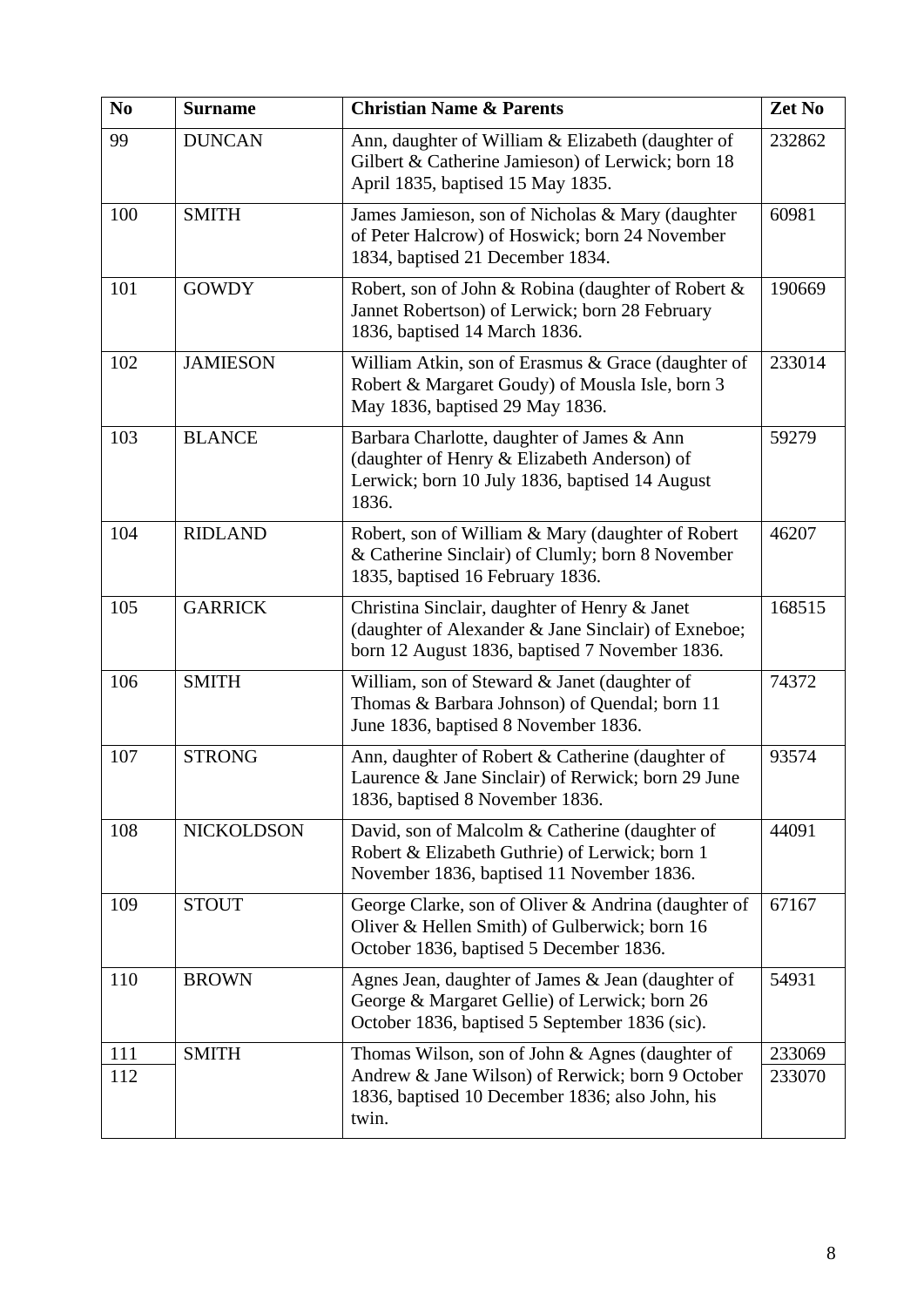| No | Surname | Christian Name & Parents | Zet No |
|---|---|---|---|
| 99 | DUNCAN | Ann, daughter of William & Elizabeth (daughter of Gilbert & Catherine Jamieson) of Lerwick; born 18 April 1835, baptised 15 May 1835. | 232862 |
| 100 | SMITH | James Jamieson, son of Nicholas & Mary (daughter of Peter Halcrow) of Hoswick; born 24 November 1834, baptised 21 December 1834. | 60981 |
| 101 | GOWDY | Robert, son of John & Robina (daughter of Robert & Jannet Robertson) of Lerwick; born 28 February 1836, baptised 14 March 1836. | 190669 |
| 102 | JAMIESON | William Atkin, son of Erasmus & Grace (daughter of Robert & Margaret Goudy) of Mousla Isle, born 3 May 1836, baptised 29 May 1836. | 233014 |
| 103 | BLANCE | Barbara Charlotte, daughter of James & Ann (daughter of Henry & Elizabeth Anderson) of Lerwick; born 10 July 1836, baptised 14 August 1836. | 59279 |
| 104 | RIDLAND | Robert, son of William & Mary (daughter of Robert & Catherine Sinclair) of Clumly; born 8 November 1835, baptised 16 February 1836. | 46207 |
| 105 | GARRICK | Christina Sinclair, daughter of Henry & Janet (daughter of Alexander & Jane Sinclair) of Exneboe; born 12 August 1836, baptised 7 November 1836. | 168515 |
| 106 | SMITH | William, son of Steward & Janet (daughter of Thomas & Barbara Johnson) of Quendal; born 11 June 1836, baptised 8 November 1836. | 74372 |
| 107 | STRONG | Ann, daughter of Robert & Catherine (daughter of Laurence & Jane Sinclair) of Rerwick; born 29 June 1836, baptised 8 November 1836. | 93574 |
| 108 | NICKOLDSON | David, son of Malcolm & Catherine (daughter of Robert & Elizabeth Guthrie) of Lerwick; born 1 November 1836, baptised 11 November 1836. | 44091 |
| 109 | STOUT | George Clarke, son of Oliver & Andrina (daughter of Oliver & Hellen Smith) of Gulberwick; born 16 October 1836, baptised 5 December 1836. | 67167 |
| 110 | BROWN | Agnes Jean, daughter of James & Jean (daughter of George & Margaret Gellie) of Lerwick; born 26 October 1836, baptised 5 September 1836 (sic). | 54931 |
| 111<br>112 | SMITH | Thomas Wilson, son of John & Agnes (daughter of Andrew & Jane Wilson) of Rerwick; born 9 October 1836, baptised 10 December 1836; also John, his twin. | 233069<br>233070 |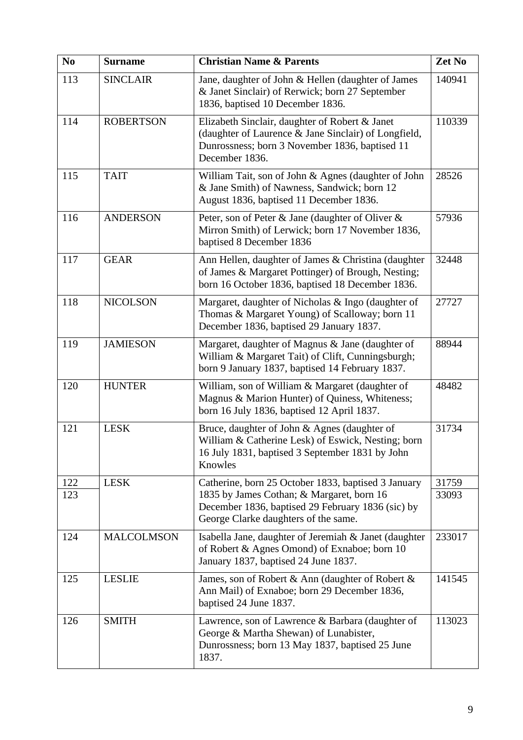| No | Surname | Christian Name & Parents | Zet No |
|---|---|---|---|
| 113 | SINCLAIR | Jane, daughter of John & Hellen (daughter of James & Janet Sinclair) of Rerwick; born 27 September 1836, baptised 10 December 1836. | 140941 |
| 114 | ROBERTSON | Elizabeth Sinclair, daughter of Robert & Janet (daughter of Laurence & Jane Sinclair) of Longfield, Dunrossness; born 3 November 1836, baptised 11 December 1836. | 110339 |
| 115 | TAIT | William Tait, son of John & Agnes (daughter of John & Jane Smith) of Nawness, Sandwick; born 12 August 1836, baptised 11 December 1836. | 28526 |
| 116 | ANDERSON | Peter, son of Peter & Jane (daughter of Oliver & Mirron Smith) of Lerwick; born 17 November 1836, baptised 8 December 1836 | 57936 |
| 117 | GEAR | Ann Hellen, daughter of James & Christina (daughter of James & Margaret Pottinger) of Brough, Nesting; born 16 October 1836, baptised 18 December 1836. | 32448 |
| 118 | NICOLSON | Margaret, daughter of Nicholas & Ingo (daughter of Thomas & Margaret Young) of Scalloway; born 11 December 1836, baptised 29 January 1837. | 27727 |
| 119 | JAMIESON | Margaret, daughter of Magnus & Jane (daughter of William & Margaret Tait) of Clift, Cunningsburgh; born 9 January 1837, baptised 14 February 1837. | 88944 |
| 120 | HUNTER | William, son of William & Margaret (daughter of Magnus & Marion Hunter) of Quiness, Whiteness; born 16 July 1836, baptised 12 April 1837. | 48482 |
| 121 | LESK | Bruce, daughter of John & Agnes (daughter of William & Catherine Lesk) of Eswick, Nesting; born 16 July 1831, baptised 3 September 1831 by John Knowles | 31734 |
| 122<br>123 | LESK | Catherine, born 25 October 1833, baptised 3 January 1835 by James Cothan; & Margaret, born 16 December 1836, baptised 29 February 1836 (sic) by George Clarke daughters of the same. | 31759<br>33093 |
| 124 | MALCOLMSON | Isabella Jane, daughter of Jeremiah & Janet (daughter of Robert & Agnes Omond) of Exnaboe; born 10 January 1837, baptised 24 June 1837. | 233017 |
| 125 | LESLIE | James, son of Robert & Ann (daughter of Robert & Ann Mail) of Exnaboe; born 29 December 1836, baptised 24 June 1837. | 141545 |
| 126 | SMITH | Lawrence, son of Lawrence & Barbara (daughter of George & Martha Shewan) of Lunabister, Dunrossness; born 13 May 1837, baptised 25 June 1837. | 113023 |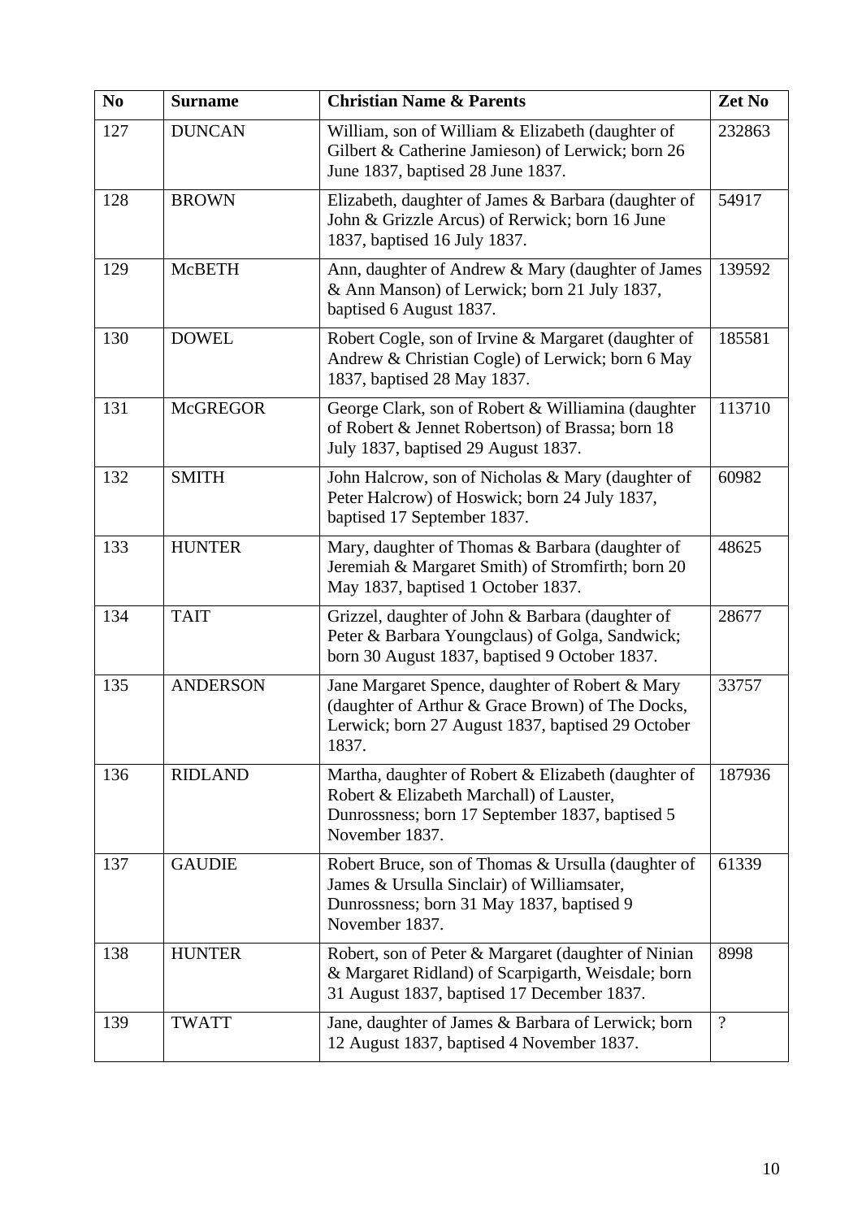| No | Surname | Christian Name & Parents | Zet No |
|---|---|---|---|
| 127 | DUNCAN | William, son of William & Elizabeth (daughter of Gilbert & Catherine Jamieson) of Lerwick; born 26 June 1837, baptised 28 June 1837. | 232863 |
| 128 | BROWN | Elizabeth, daughter of James & Barbara (daughter of John & Grizzle Arcus) of Rerwick; born 16 June 1837, baptised 16 July 1837. | 54917 |
| 129 | McBETH | Ann, daughter of Andrew & Mary (daughter of James & Ann Manson) of Lerwick; born 21 July 1837, baptised 6 August 1837. | 139592 |
| 130 | DOWEL | Robert Cogle, son of Irvine & Margaret (daughter of Andrew & Christian Cogle) of Lerwick; born 6 May 1837, baptised 28 May 1837. | 185581 |
| 131 | McGREGOR | George Clark, son of Robert & Williamina (daughter of Robert & Jennet Robertson) of Brassa; born 18 July 1837, baptised 29 August 1837. | 113710 |
| 132 | SMITH | John Halcrow, son of Nicholas & Mary (daughter of Peter Halcrow) of Hoswick; born 24 July 1837, baptised 17 September 1837. | 60982 |
| 133 | HUNTER | Mary, daughter of Thomas & Barbara (daughter of Jeremiah & Margaret Smith) of Stromfirth; born 20 May 1837, baptised 1 October 1837. | 48625 |
| 134 | TAIT | Grizzel, daughter of John & Barbara (daughter of Peter & Barbara Youngclaus) of Golga, Sandwick; born 30 August 1837, baptised 9 October 1837. | 28677 |
| 135 | ANDERSON | Jane Margaret Spence, daughter of Robert & Mary (daughter of Arthur & Grace Brown) of The Docks, Lerwick; born 27 August 1837, baptised 29 October 1837. | 33757 |
| 136 | RIDLAND | Martha, daughter of Robert & Elizabeth (daughter of Robert & Elizabeth Marchall) of Lauster, Dunrossness; born 17 September 1837, baptised 5 November 1837. | 187936 |
| 137 | GAUDIE | Robert Bruce, son of Thomas & Ursulla (daughter of James & Ursulla Sinclair) of Williamsater, Dunrossness; born 31 May 1837, baptised 9 November 1837. | 61339 |
| 138 | HUNTER | Robert, son of Peter & Margaret (daughter of Ninian & Margaret Ridland) of Scarpigarth, Weisdale; born 31 August 1837, baptised 17 December 1837. | 8998 |
| 139 | TWATT | Jane, daughter of James & Barbara of Lerwick; born 12 August 1837, baptised 4 November 1837. | ? |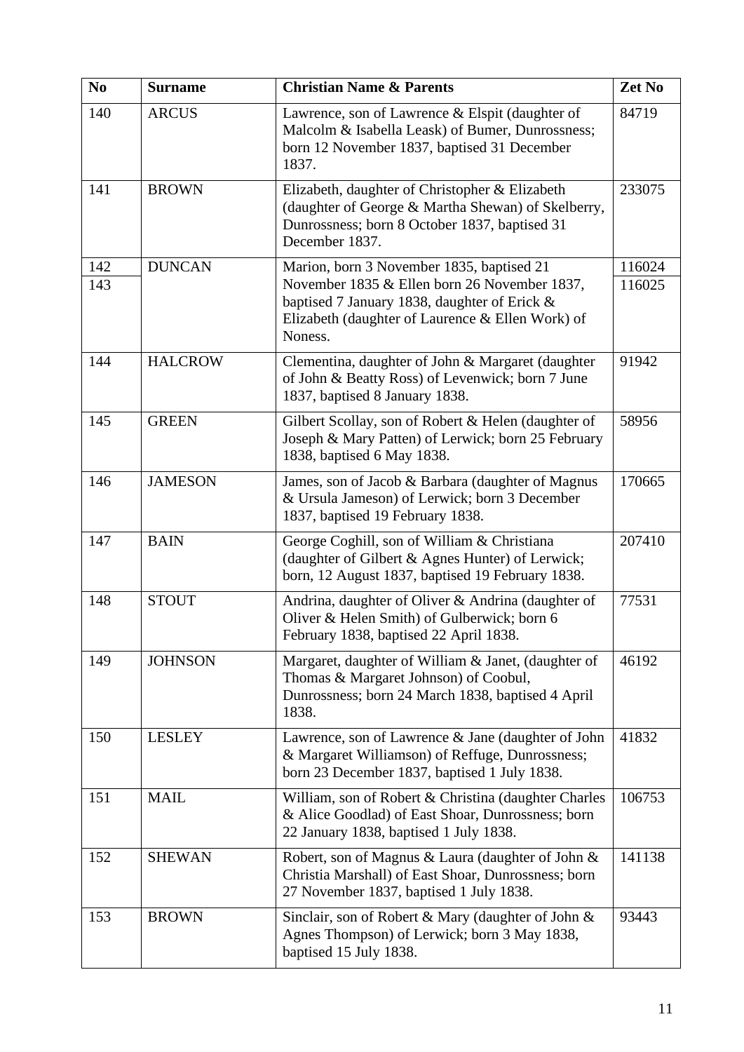| No | Surname | Christian Name & Parents | Zet No |
|---|---|---|---|
| 140 | ARCUS | Lawrence, son of Lawrence & Elspit (daughter of Malcolm & Isabella Leask) of Bumer, Dunrossness; born 12 November 1837, baptised 31 December 1837. | 84719 |
| 141 | BROWN | Elizabeth, daughter of Christopher & Elizabeth (daughter of George & Martha Shewan) of Skelberry, Dunrossness; born 8 October 1837, baptised 31 December 1837. | 233075 |
| 142<br>143 | DUNCAN | Marion, born 3 November 1835, baptised 21 November 1835 & Ellen born 26 November 1837, baptised 7 January 1838, daughter of Erick & Elizabeth (daughter of Laurence & Ellen Work) of Noness. | 116024<br>116025 |
| 144 | HALCROW | Clementina, daughter of John & Margaret (daughter of John & Beatty Ross) of Levenwick; born 7 June 1837, baptised 8 January 1838. | 91942 |
| 145 | GREEN | Gilbert Scollay, son of Robert & Helen (daughter of Joseph & Mary Patten) of Lerwick; born 25 February 1838, baptised 6 May 1838. | 58956 |
| 146 | JAMESON | James, son of Jacob & Barbara (daughter of Magnus & Ursula Jameson) of Lerwick; born 3 December 1837, baptised 19 February 1838. | 170665 |
| 147 | BAIN | George Coghill, son of William & Christiana (daughter of Gilbert & Agnes Hunter) of Lerwick; born, 12 August 1837, baptised 19 February 1838. | 207410 |
| 148 | STOUT | Andrina, daughter of Oliver & Andrina (daughter of Oliver & Helen Smith) of Gulberwick; born 6 February 1838, baptised 22 April 1838. | 77531 |
| 149 | JOHNSON | Margaret, daughter of William & Janet, (daughter of Thomas & Margaret Johnson) of Coobul, Dunrossness; born 24 March 1838, baptised 4 April 1838. | 46192 |
| 150 | LESLEY | Lawrence, son of Lawrence & Jane (daughter of John & Margaret Williamson) of Reffuge, Dunrossness; born 23 December 1837, baptised 1 July 1838. | 41832 |
| 151 | MAIL | William, son of Robert & Christina (daughter Charles & Alice Goodlad) of East Shoar, Dunrossness; born 22 January 1838, baptised 1 July 1838. | 106753 |
| 152 | SHEWAN | Robert, son of Magnus & Laura (daughter of John & Christia Marshall) of East Shoar, Dunrossness; born 27 November 1837, baptised 1 July 1838. | 141138 |
| 153 | BROWN | Sinclair, son of Robert & Mary (daughter of John & Agnes Thompson) of Lerwick; born 3 May 1838, baptised 15 July 1838. | 93443 |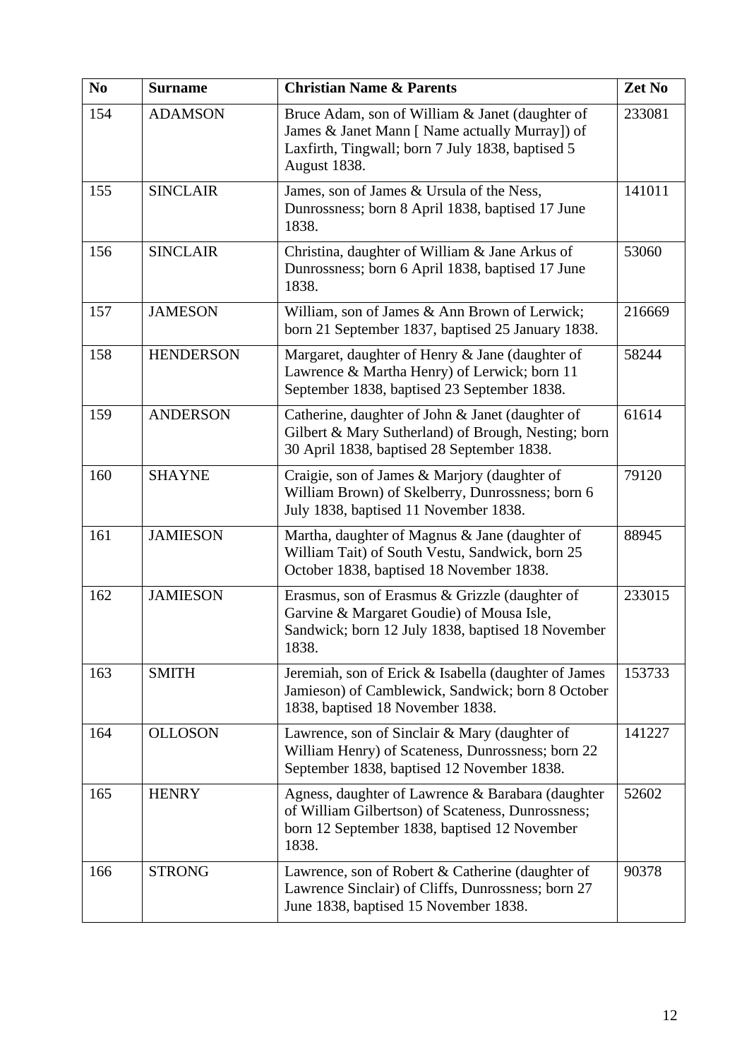| No | Surname | Christian Name & Parents | Zet No |
|---|---|---|---|
| 154 | ADAMSON | Bruce Adam, son of William & Janet (daughter of James & Janet Mann [ Name actually Murray]) of Laxfirth, Tingwall; born 7 July 1838, baptised 5 August 1838. | 233081 |
| 155 | SINCLAIR | James, son of James & Ursula of the Ness, Dunrossness; born 8 April 1838, baptised 17 June 1838. | 141011 |
| 156 | SINCLAIR | Christina, daughter of William & Jane Arkus of Dunrossness; born 6 April 1838, baptised 17 June 1838. | 53060 |
| 157 | JAMESON | William, son of James & Ann Brown of Lerwick; born 21 September 1837, baptised 25 January 1838. | 216669 |
| 158 | HENDERSON | Margaret, daughter of Henry & Jane (daughter of Lawrence & Martha Henry) of Lerwick; born 11 September 1838, baptised 23 September 1838. | 58244 |
| 159 | ANDERSON | Catherine, daughter of John & Janet (daughter of Gilbert & Mary Sutherland) of Brough, Nesting; born 30 April 1838, baptised 28 September 1838. | 61614 |
| 160 | SHAYNE | Craigie, son of James & Marjory (daughter of William Brown) of Skelberry, Dunrossness; born 6 July 1838, baptised 11 November 1838. | 79120 |
| 161 | JAMIESON | Martha, daughter of Magnus & Jane (daughter of William Tait) of South Vestu, Sandwick, born 25 October 1838, baptised 18 November 1838. | 88945 |
| 162 | JAMIESON | Erasmus, son of Erasmus & Grizzle (daughter of Garvine & Margaret Goudie) of Mousa Isle, Sandwick; born 12 July 1838, baptised 18 November 1838. | 233015 |
| 163 | SMITH | Jeremiah, son of Erick & Isabella (daughter of James Jamieson) of Camblewick, Sandwick; born 8 October 1838, baptised 18 November 1838. | 153733 |
| 164 | OLLOSON | Lawrence, son of Sinclair & Mary (daughter of William Henry) of Scateness, Dunrossness; born 22 September 1838, baptised 12 November 1838. | 141227 |
| 165 | HENRY | Agness, daughter of Lawrence & Barabara (daughter of William Gilbertson) of Scateness, Dunrossness; born 12 September 1838, baptised 12 November 1838. | 52602 |
| 166 | STRONG | Lawrence, son of Robert & Catherine (daughter of Lawrence Sinclair) of Cliffs, Dunrossness; born 27 June 1838, baptised 15 November 1838. | 90378 |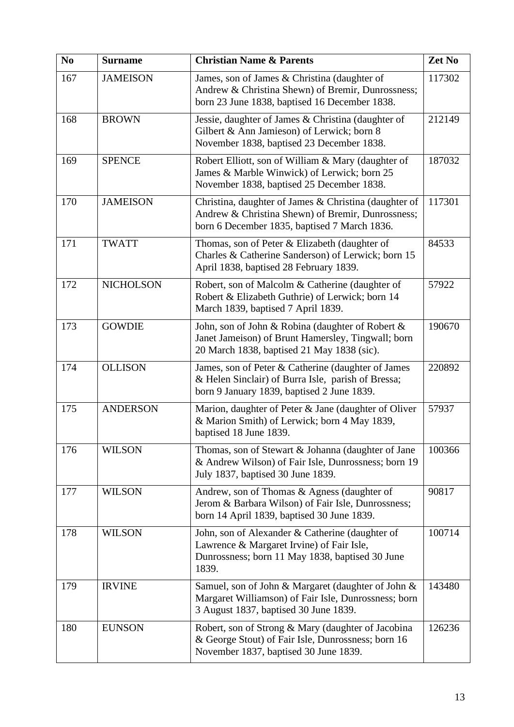| No | Surname | Christian Name & Parents | Zet No |
|---|---|---|---|
| 167 | JAMEISON | James, son of James & Christina (daughter of Andrew & Christina Shewn) of Bremir, Dunrossness; born 23 June 1838, baptised 16 December 1838. | 117302 |
| 168 | BROWN | Jessie, daughter of James & Christina (daughter of Gilbert & Ann Jamieson) of Lerwick; born 8 November 1838, baptised 23 December 1838. | 212149 |
| 169 | SPENCE | Robert Elliott, son of William & Mary (daughter of James & Marble Winwick) of Lerwick; born 25 November 1838, baptised 25 December 1838. | 187032 |
| 170 | JAMEISON | Christina, daughter of James & Christina (daughter of Andrew & Christina Shewn) of Bremir, Dunrossness; born 6 December 1835, baptised 7 March 1836. | 117301 |
| 171 | TWATT | Thomas, son of Peter & Elizabeth (daughter of Charles & Catherine Sanderson) of Lerwick; born 15 April 1838, baptised 28 February 1839. | 84533 |
| 172 | NICHOLSON | Robert, son of Malcolm & Catherine (daughter of Robert & Elizabeth Guthrie) of Lerwick; born 14 March 1839, baptised 7 April 1839. | 57922 |
| 173 | GOWDIE | John, son of John & Robina (daughter of Robert & Janet Jameison) of Brunt Hamersley, Tingwall; born 20 March 1838, baptised 21 May 1838 (sic). | 190670 |
| 174 | OLLISON | James, son of Peter & Catherine (daughter of James & Helen Sinclair) of Burra Isle, parish of Bressa; born 9 January 1839, baptised 2 June 1839. | 220892 |
| 175 | ANDERSON | Marion, daughter of Peter & Jane (daughter of Oliver & Marion Smith) of Lerwick; born 4 May 1839, baptised 18 June 1839. | 57937 |
| 176 | WILSON | Thomas, son of Stewart & Johanna (daughter of Jane & Andrew Wilson) of Fair Isle, Dunrossness; born 19 July 1837, baptised 30 June 1839. | 100366 |
| 177 | WILSON | Andrew, son of Thomas & Agness (daughter of Jerom & Barbara Wilson) of Fair Isle, Dunrossness; born 14 April 1839, baptised 30 June 1839. | 90817 |
| 178 | WILSON | John, son of Alexander & Catherine (daughter of Lawrence & Margaret Irvine) of Fair Isle, Dunrossness; born 11 May 1838, baptised 30 June 1839. | 100714 |
| 179 | IRVINE | Samuel, son of John & Margaret (daughter of John & Margaret Williamson) of Fair Isle, Dunrossness; born 3 August 1837, baptised 30 June 1839. | 143480 |
| 180 | EUNSON | Robert, son of Strong & Mary (daughter of Jacobina & George Stout) of Fair Isle, Dunrossness; born 16 November 1837, baptised 30 June 1839. | 126236 |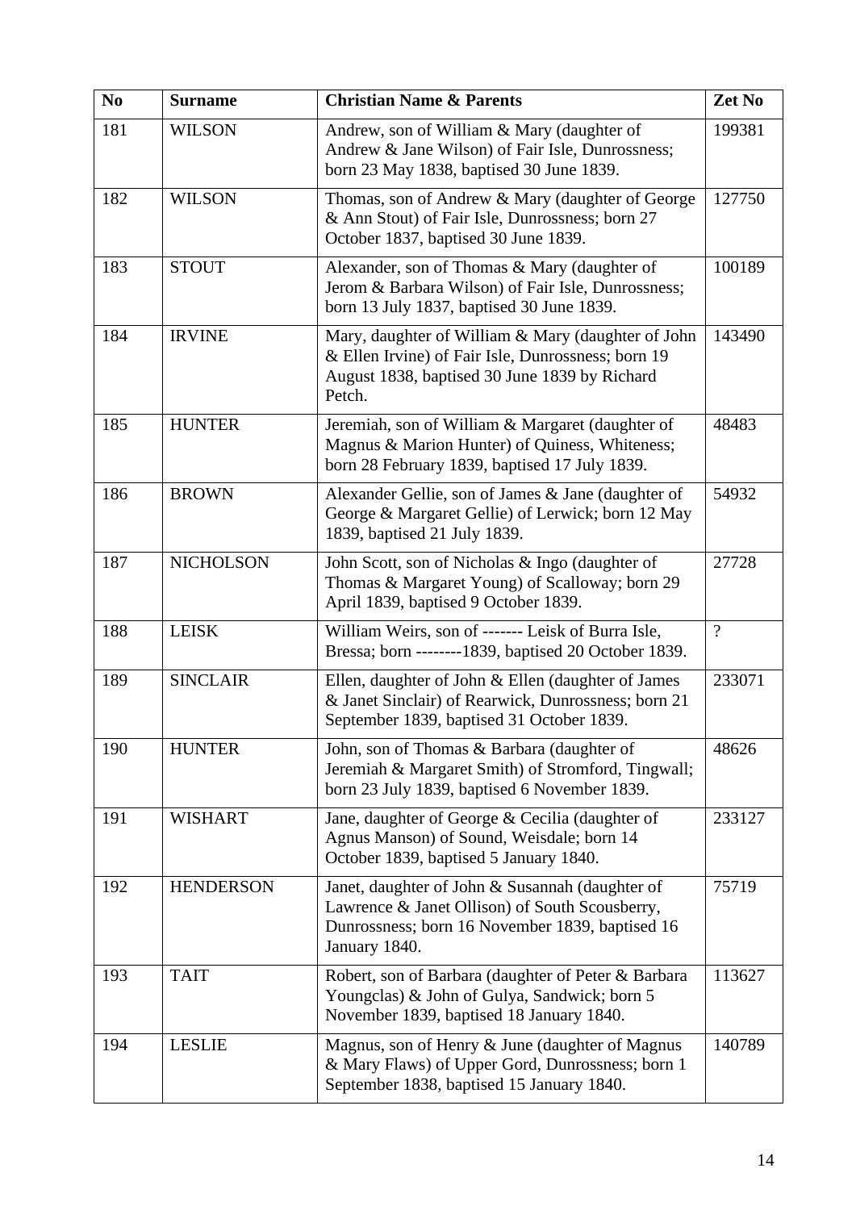| No | Surname | Christian Name & Parents | Zet No |
|---|---|---|---|
| 181 | WILSON | Andrew, son of William & Mary (daughter of Andrew & Jane Wilson) of Fair Isle, Dunrossness; born 23 May 1838, baptised 30 June 1839. | 199381 |
| 182 | WILSON | Thomas, son of Andrew & Mary (daughter of George & Ann Stout) of Fair Isle, Dunrossness; born 27 October 1837, baptised 30 June 1839. | 127750 |
| 183 | STOUT | Alexander, son of Thomas & Mary (daughter of Jerom & Barbara Wilson) of Fair Isle, Dunrossness; born 13 July 1837, baptised 30 June 1839. | 100189 |
| 184 | IRVINE | Mary, daughter of William & Mary (daughter of John & Ellen Irvine) of Fair Isle, Dunrossness; born 19 August 1838, baptised 30 June 1839 by Richard Petch. | 143490 |
| 185 | HUNTER | Jeremiah, son of William & Margaret (daughter of Magnus & Marion Hunter) of Quiness, Whiteness; born 28 February 1839, baptised 17 July 1839. | 48483 |
| 186 | BROWN | Alexander Gellie, son of James & Jane (daughter of George & Margaret Gellie) of Lerwick; born 12 May 1839, baptised 21 July 1839. | 54932 |
| 187 | NICHOLSON | John Scott, son of Nicholas & Ingo (daughter of Thomas & Margaret Young) of Scalloway; born 29 April 1839, baptised 9 October 1839. | 27728 |
| 188 | LEISK | William Weirs, son of ------- Leisk of Burra Isle, Bressa; born --------1839, baptised 20 October 1839. | ? |
| 189 | SINCLAIR | Ellen, daughter of John & Ellen (daughter of James & Janet Sinclair) of Rearwick, Dunrossness; born 21 September 1839, baptised 31 October 1839. | 233071 |
| 190 | HUNTER | John, son of Thomas & Barbara (daughter of Jeremiah & Margaret Smith) of Stromford, Tingwall; born 23 July 1839, baptised 6 November 1839. | 48626 |
| 191 | WISHART | Jane, daughter of George & Cecilia (daughter of Agnus Manson) of Sound, Weisdale; born 14 October 1839, baptised 5 January 1840. | 233127 |
| 192 | HENDERSON | Janet, daughter of John & Susannah (daughter of Lawrence & Janet Ollison) of South Scousberry, Dunrossness; born 16 November 1839, baptised 16 January 1840. | 75719 |
| 193 | TAIT | Robert, son of Barbara (daughter of Peter & Barbara Youngclas) & John of Gulya, Sandwick; born 5 November 1839, baptised 18 January 1840. | 113627 |
| 194 | LESLIE | Magnus, son of Henry & June (daughter of Magnus & Mary Flaws) of Upper Gord, Dunrossness; born 1 September 1838, baptised 15 January 1840. | 140789 |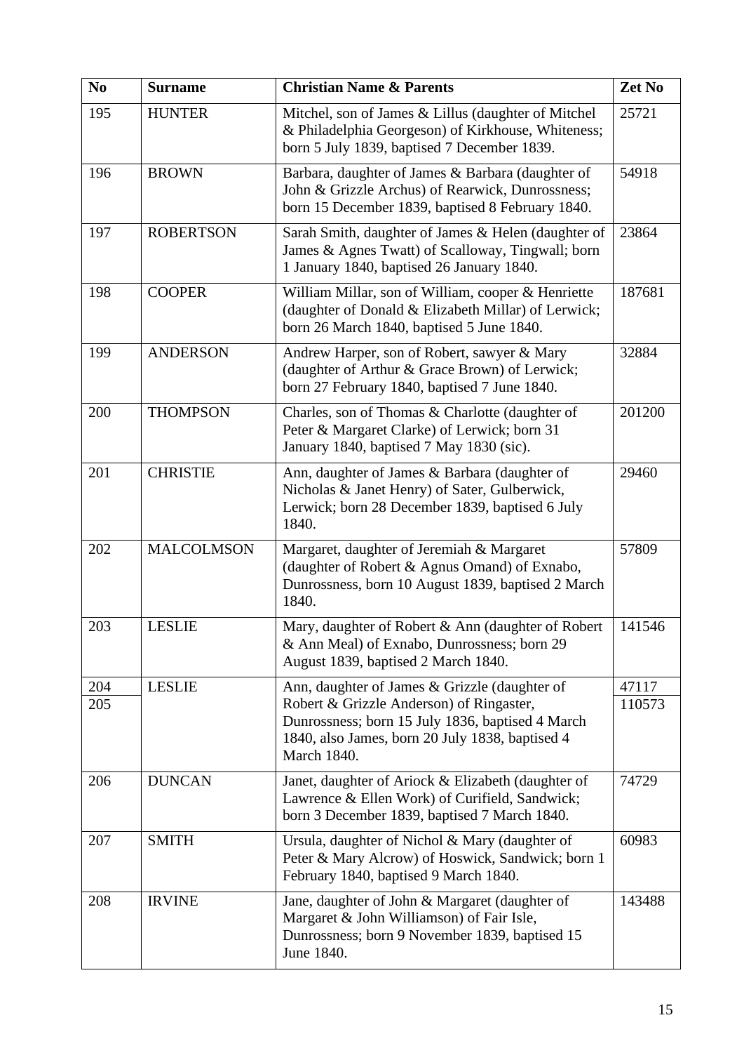| No | Surname | Christian Name & Parents | Zet No |
|---|---|---|---|
| 195 | HUNTER | Mitchel, son of James & Lillus (daughter of Mitchel & Philadelphia Georgeson) of Kirkhouse, Whiteness; born 5 July 1839, baptised 7 December 1839. | 25721 |
| 196 | BROWN | Barbara, daughter of James & Barbara (daughter of John & Grizzle Archus) of Rearwick, Dunrossness; born 15 December 1839, baptised 8 February 1840. | 54918 |
| 197 | ROBERTSON | Sarah Smith, daughter of James & Helen (daughter of James & Agnes Twatt) of Scalloway, Tingwall; born 1 January 1840, baptised 26 January 1840. | 23864 |
| 198 | COOPER | William Millar, son of William, cooper & Henriette (daughter of Donald & Elizabeth Millar) of Lerwick; born 26 March 1840, baptised 5 June 1840. | 187681 |
| 199 | ANDERSON | Andrew Harper, son of Robert, sawyer & Mary (daughter of Arthur & Grace Brown) of Lerwick; born 27 February 1840, baptised 7 June 1840. | 32884 |
| 200 | THOMPSON | Charles, son of Thomas & Charlotte (daughter of Peter & Margaret Clarke) of Lerwick; born 31 January 1840, baptised 7 May 1830 (sic). | 201200 |
| 201 | CHRISTIE | Ann, daughter of James & Barbara (daughter of Nicholas & Janet Henry) of Sater, Gulberwick, Lerwick; born 28 December 1839, baptised 6 July 1840. | 29460 |
| 202 | MALCOLMSON | Margaret, daughter of Jeremiah & Margaret (daughter of Robert & Agnus Omand) of Exnabo, Dunrossness, born 10 August 1839, baptised 2 March 1840. | 57809 |
| 203 | LESLIE | Mary, daughter of Robert & Ann (daughter of Robert & Ann Meal) of Exnabo, Dunrossness; born 29 August 1839, baptised 2 March 1840. | 141546 |
| 204<br>205 | LESLIE | Ann, daughter of James & Grizzle (daughter of Robert & Grizzle Anderson) of Ringaster, Dunrossness; born 15 July 1836, baptised 4 March 1840, also James, born 20 July 1838, baptised 4 March 1840. | 47117<br>110573 |
| 206 | DUNCAN | Janet, daughter of Ariock & Elizabeth (daughter of Lawrence & Ellen Work) of Curifield, Sandwick; born 3 December 1839, baptised 7 March 1840. | 74729 |
| 207 | SMITH | Ursula, daughter of Nichol & Mary (daughter of Peter & Mary Alcrow) of Hoswick, Sandwick; born 1 February 1840, baptised 9 March 1840. | 60983 |
| 208 | IRVINE | Jane, daughter of John & Margaret (daughter of Margaret & John Williamson) of Fair Isle, Dunrossness; born 9 November 1839, baptised 15 June 1840. | 143488 |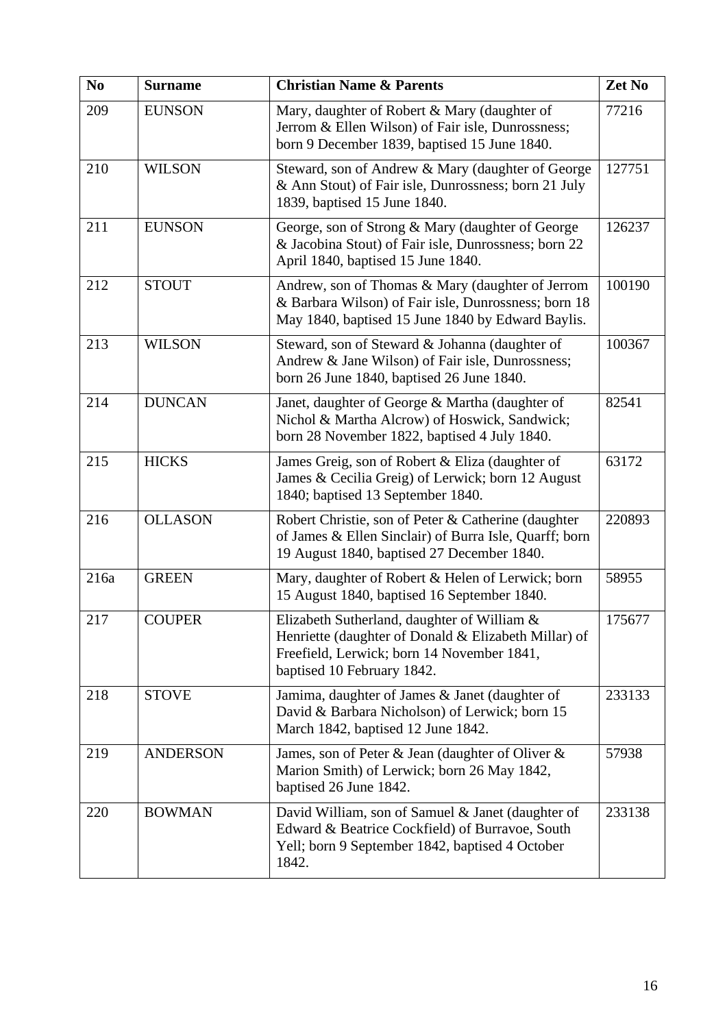| No | Surname | Christian Name & Parents | Zet No |
|---|---|---|---|
| 209 | EUNSON | Mary, daughter of Robert & Mary (daughter of Jerrom & Ellen Wilson) of Fair isle, Dunrossness; born 9 December 1839, baptised 15 June 1840. | 77216 |
| 210 | WILSON | Steward, son of Andrew & Mary (daughter of George & Ann Stout) of Fair isle, Dunrossness; born 21 July 1839, baptised 15 June 1840. | 127751 |
| 211 | EUNSON | George, son of Strong & Mary (daughter of George & Jacobina Stout) of Fair isle, Dunrossness; born 22 April 1840, baptised 15 June 1840. | 126237 |
| 212 | STOUT | Andrew, son of Thomas & Mary (daughter of Jerrom & Barbara Wilson) of Fair isle, Dunrossness; born 18 May 1840, baptised 15 June 1840 by Edward Baylis. | 100190 |
| 213 | WILSON | Steward, son of Steward & Johanna (daughter of Andrew & Jane Wilson) of Fair isle, Dunrossness; born 26 June 1840, baptised 26 June 1840. | 100367 |
| 214 | DUNCAN | Janet, daughter of George & Martha (daughter of Nichol & Martha Alcrow) of Hoswick, Sandwick; born 28 November 1822, baptised 4 July 1840. | 82541 |
| 215 | HICKS | James Greig, son of Robert & Eliza (daughter of James & Cecilia Greig) of Lerwick; born 12 August 1840; baptised 13 September 1840. | 63172 |
| 216 | OLLASON | Robert Christie, son of Peter & Catherine (daughter of James & Ellen Sinclair) of Burra Isle, Quarff; born 19 August 1840, baptised 27 December 1840. | 220893 |
| 216a | GREEN | Mary, daughter of Robert & Helen of Lerwick; born 15 August 1840, baptised 16 September 1840. | 58955 |
| 217 | COUPER | Elizabeth Sutherland, daughter of William & Henriette (daughter of Donald & Elizabeth Millar) of Freefield, Lerwick; born 14 November 1841, baptised 10 February 1842. | 175677 |
| 218 | STOVE | Jamima, daughter of James & Janet (daughter of David & Barbara Nicholson) of Lerwick; born 15 March 1842, baptised 12 June 1842. | 233133 |
| 219 | ANDERSON | James, son of Peter & Jean (daughter of Oliver & Marion Smith) of Lerwick; born 26 May 1842, baptised 26 June 1842. | 57938 |
| 220 | BOWMAN | David William, son of Samuel & Janet (daughter of Edward & Beatrice Cockfield) of Burravoe, South Yell; born 9 September 1842, baptised 4 October 1842. | 233138 |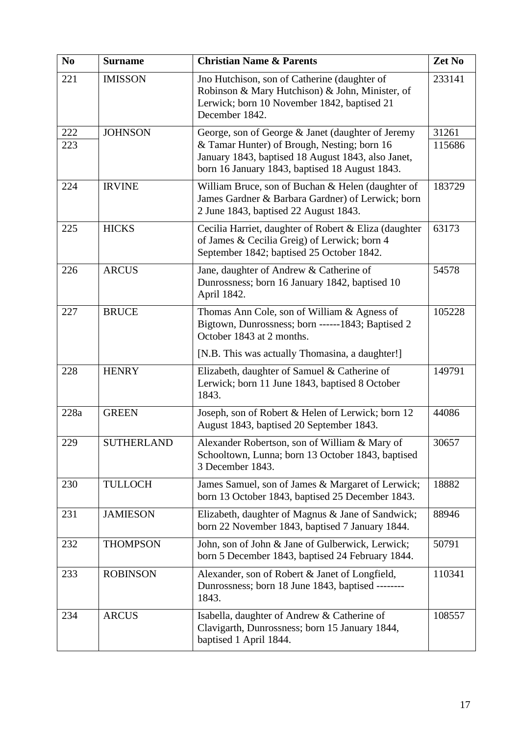| No | Surname | Christian Name & Parents | Zet No |
|---|---|---|---|
| 221 | IMISSON | Jno Hutchison, son of Catherine (daughter of Robinson & Mary Hutchison) & John, Minister, of Lerwick; born 10 November 1842, baptised 21 December 1842. | 233141 |
| 222<br>223 | JOHNSON | George, son of George & Janet (daughter of Jeremy & Tamar Hunter) of Brough, Nesting; born 16 January 1843, baptised 18 August 1843, also Janet, born 16 January 1843, baptised 18 August 1843. | 31261<br>115686 |
| 224 | IRVINE | William Bruce, son of Buchan & Helen (daughter of James Gardner & Barbara Gardner) of Lerwick; born 2 June 1843, baptised 22 August 1843. | 183729 |
| 225 | HICKS | Cecilia Harriet, daughter of Robert & Eliza (daughter of James & Cecilia Greig) of Lerwick; born 4 September 1842; baptised 25 October 1842. | 63173 |
| 226 | ARCUS | Jane, daughter of Andrew & Catherine of Dunrossness; born 16 January 1842, baptised 10 April 1842. | 54578 |
| 227 | BRUCE | Thomas Ann Cole, son of William & Agness of Bigtown, Dunrossness; born ------1843; Baptised 2 October 1843 at 2 months.<br><br>[N.B. This was actually Thomasina, a daughter!] | 105228 |
| 228 | HENRY | Elizabeth, daughter of Samuel & Catherine of Lerwick; born 11 June 1843, baptised 8 October 1843. | 149791 |
| 228a | GREEN | Joseph, son of Robert & Helen of Lerwick; born 12 August 1843, baptised 20 September 1843. | 44086 |
| 229 | SUTHERLAND | Alexander Robertson, son of William & Mary of Schooltown, Lunna; born 13 October 1843, baptised 3 December 1843. | 30657 |
| 230 | TULLOCH | James Samuel, son of James & Margaret of Lerwick; born 13 October 1843, baptised 25 December 1843. | 18882 |
| 231 | JAMIESON | Elizabeth, daughter of Magnus & Jane of Sandwick; born 22 November 1843, baptised 7 January 1844. | 88946 |
| 232 | THOMPSON | John, son of John & Jane of Gulberwick, Lerwick; born 5 December 1843, baptised 24 February 1844. | 50791 |
| 233 | ROBINSON | Alexander, son of Robert & Janet of Longfield, Dunrossness; born 18 June 1843, baptised -------- 1843. | 110341 |
| 234 | ARCUS | Isabella, daughter of Andrew & Catherine of Clavigarth, Dunrossness; born 15 January 1844, baptised 1 April 1844. | 108557 |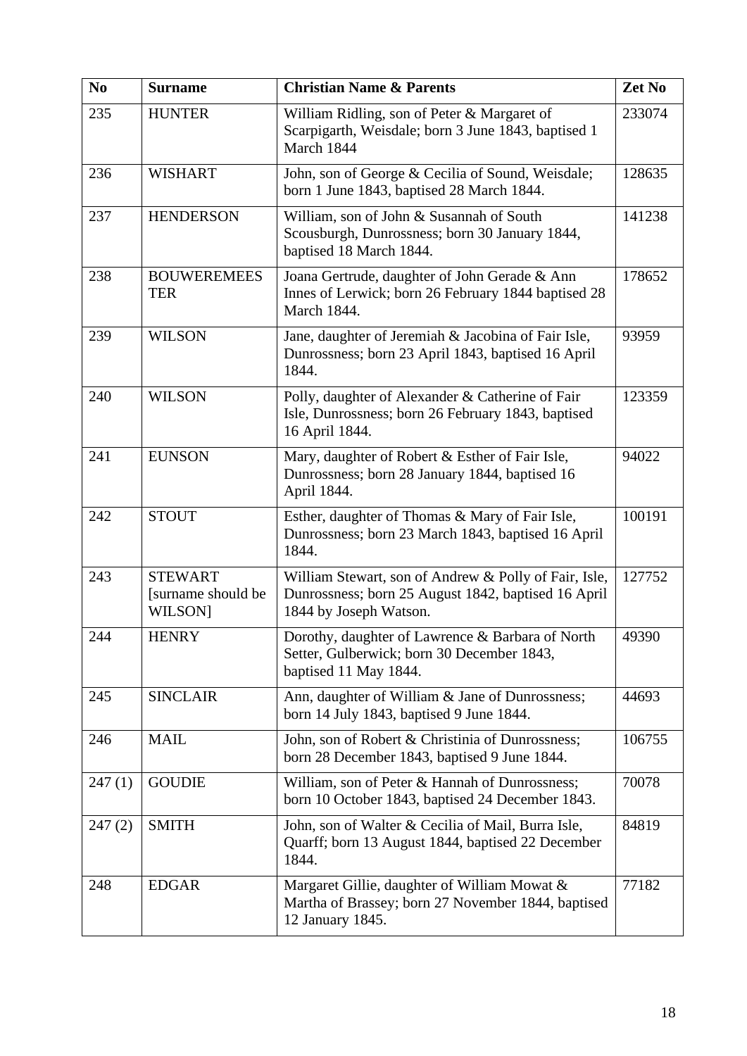| No | Surname | Christian Name & Parents | Zet No |
|---|---|---|---|
| 235 | HUNTER | William Ridling, son of Peter & Margaret of Scarpigarth, Weisdale; born 3 June 1843, baptised 1 March 1844 | 233074 |
| 236 | WISHART | John, son of George & Cecilia of Sound, Weisdale; born 1 June 1843, baptised 28 March 1844. | 128635 |
| 237 | HENDERSON | William, son of John & Susannah of South Scousburgh, Dunrossness; born 30 January 1844, baptised 18 March 1844. | 141238 |
| 238 | BOUWEREMEESTER | Joana Gertrude, daughter of John Gerade & Ann Innes of Lerwick; born 26 February 1844 baptised 28 March 1844. | 178652 |
| 239 | WILSON | Jane, daughter of Jeremiah & Jacobina of Fair Isle, Dunrossness; born 23 April 1843, baptised 16 April 1844. | 93959 |
| 240 | WILSON | Polly, daughter of Alexander & Catherine of Fair Isle, Dunrossness; born 26 February 1843, baptised 16 April 1844. | 123359 |
| 241 | EUNSON | Mary, daughter of Robert & Esther of Fair Isle, Dunrossness; born 28 January 1844, baptised 16 April 1844. | 94022 |
| 242 | STOUT | Esther, daughter of Thomas & Mary of Fair Isle, Dunrossness; born 23 March 1843, baptised 16 April 1844. | 100191 |
| 243 | STEWART [surname should be WILSON] | William Stewart, son of Andrew & Polly of Fair, Isle, Dunrossness; born 25 August 1842, baptised 16 April 1844 by Joseph Watson. | 127752 |
| 244 | HENRY | Dorothy, daughter of Lawrence & Barbara of North Setter, Gulberwick; born 30 December 1843, baptised 11 May 1844. | 49390 |
| 245 | SINCLAIR | Ann, daughter of William & Jane of Dunrossness; born 14 July 1843, baptised 9 June 1844. | 44693 |
| 246 | MAIL | John, son of Robert & Christinia of Dunrossness; born 28 December 1843, baptised 9 June 1844. | 106755 |
| 247 (1) | GOUDIE | William, son of Peter & Hannah of Dunrossness; born 10 October 1843, baptised 24 December 1843. | 70078 |
| 247 (2) | SMITH | John, son of Walter & Cecilia of Mail, Burra Isle, Quarff; born 13 August 1844, baptised 22 December 1844. | 84819 |
| 248 | EDGAR | Margaret Gillie, daughter of William Mowat & Martha of Brassey; born 27 November 1844, baptised 12 January 1845. | 77182 |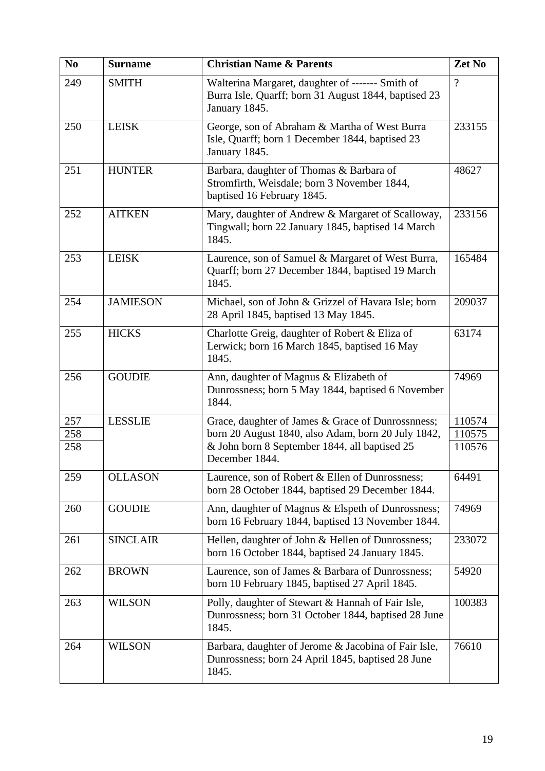| No | Surname | Christian Name & Parents | Zet No |
|---|---|---|---|
| 249 | SMITH | Walterina Margaret, daughter of ------- Smith of Burra Isle, Quarff; born 31 August 1844, baptised 23 January 1845. | ? |
| 250 | LEISK | George, son of Abraham & Martha of West Burra Isle, Quarff; born 1 December 1844, baptised 23 January 1845. | 233155 |
| 251 | HUNTER | Barbara, daughter of Thomas & Barbara of Stromfirth, Weisdale; born 3 November 1844, baptised 16 February 1845. | 48627 |
| 252 | AITKEN | Mary, daughter of Andrew & Margaret of Scalloway, Tingwall; born 22 January 1845, baptised 14 March 1845. | 233156 |
| 253 | LEISK | Laurence, son of Samuel & Margaret of West Burra, Quarff; born 27 December 1844, baptised 19 March 1845. | 165484 |
| 254 | JAMIESON | Michael, son of John & Grizzel of Havara Isle; born 28 April 1845, baptised 13 May 1845. | 209037 |
| 255 | HICKS | Charlotte Greig, daughter of Robert & Eliza of Lerwick; born 16 March 1845, baptised 16 May 1845. | 63174 |
| 256 | GOUDIE | Ann, daughter of Magnus & Elizabeth of Dunrossness; born 5 May 1844, baptised 6 November 1844. | 74969 |
| 257<br>258<br>258 | LESSLIE | Grace, daughter of James & Grace of Dunrossnness; born 20 August 1840, also Adam, born 20 July 1842, & John born 8 September 1844, all baptised 25 December 1844. | 110574<br>110575<br>110576 |
| 259 | OLLASON | Laurence, son of Robert & Ellen of Dunrossness; born 28 October 1844, baptised 29 December 1844. | 64491 |
| 260 | GOUDIE | Ann, daughter of Magnus & Elspeth of Dunrossness; born 16 February 1844, baptised 13 November 1844. | 74969 |
| 261 | SINCLAIR | Hellen, daughter of John & Hellen of Dunrossness; born 16 October 1844, baptised 24 January 1845. | 233072 |
| 262 | BROWN | Laurence, son of James & Barbara of Dunrossness; born 10 February 1845, baptised 27 April 1845. | 54920 |
| 263 | WILSON | Polly, daughter of Stewart & Hannah of Fair Isle, Dunrossness; born 31 October 1844, baptised 28 June 1845. | 100383 |
| 264 | WILSON | Barbara, daughter of Jerome & Jacobina of Fair Isle, Dunrossness; born 24 April 1845, baptised 28 June 1845. | 76610 |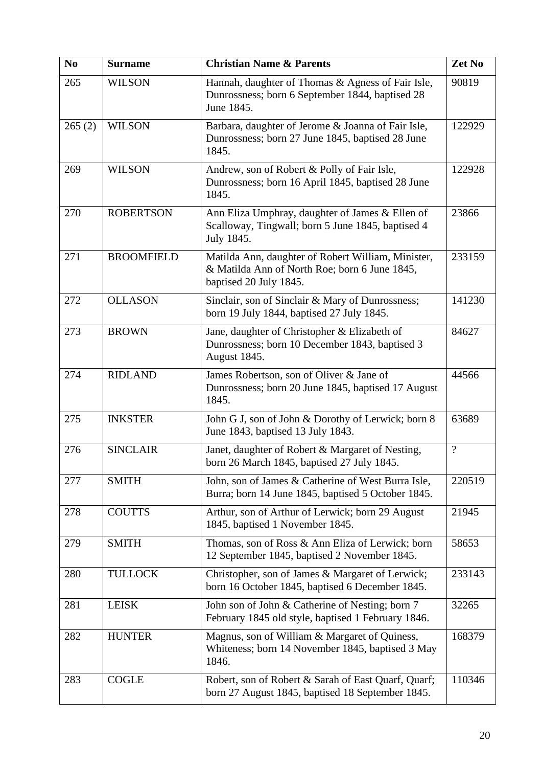| No | Surname | Christian Name & Parents | Zet No |
|---|---|---|---|
| 265 | WILSON | Hannah, daughter of Thomas & Agness of Fair Isle, Dunrossness; born 6 September 1844, baptised 28 June 1845. | 90819 |
| 265 (2) | WILSON | Barbara, daughter of Jerome & Joanna of Fair Isle, Dunrossness; born 27 June 1845, baptised 28 June 1845. | 122929 |
| 269 | WILSON | Andrew, son of Robert & Polly of Fair Isle, Dunrossness; born 16 April 1845, baptised 28 June 1845. | 122928 |
| 270 | ROBERTSON | Ann Eliza Umphray, daughter of James & Ellen of Scalloway, Tingwall; born 5 June 1845, baptised 4 July 1845. | 23866 |
| 271 | BROOMFIELD | Matilda Ann, daughter of Robert William, Minister, & Matilda Ann of North Roe; born 6 June 1845, baptised 20 July 1845. | 233159 |
| 272 | OLLASON | Sinclair, son of Sinclair & Mary of Dunrossness; born 19 July 1844, baptised 27 July 1845. | 141230 |
| 273 | BROWN | Jane, daughter of Christopher & Elizabeth of Dunrossness; born 10 December 1843, baptised 3 August 1845. | 84627 |
| 274 | RIDLAND | James Robertson, son of Oliver & Jane of Dunrossness; born 20 June 1845, baptised 17 August 1845. | 44566 |
| 275 | INKSTER | John G J, son of John & Dorothy of Lerwick; born 8 June 1843, baptised 13 July 1843. | 63689 |
| 276 | SINCLAIR | Janet, daughter of Robert & Margaret of Nesting, born 26 March 1845, baptised 27 July 1845. | ? |
| 277 | SMITH | John, son of James & Catherine of West Burra Isle, Burra; born 14 June 1845, baptised 5 October 1845. | 220519 |
| 278 | COUTTS | Arthur, son of Arthur of Lerwick; born 29 August 1845, baptised 1 November 1845. | 21945 |
| 279 | SMITH | Thomas, son of Ross & Ann Eliza of Lerwick; born 12 September 1845, baptised 2 November 1845. | 58653 |
| 280 | TULLOCK | Christopher, son of James & Margaret of Lerwick; born 16 October 1845, baptised 6 December 1845. | 233143 |
| 281 | LEISK | John son of John & Catherine of Nesting; born 7 February 1845 old style, baptised 1 February 1846. | 32265 |
| 282 | HUNTER | Magnus, son of William & Margaret of Quiness, Whiteness; born 14 November 1845, baptised 3 May 1846. | 168379 |
| 283 | COGLE | Robert, son of Robert & Sarah of East Quarf, Quarf; born 27 August 1845, baptised 18 September 1845. | 110346 |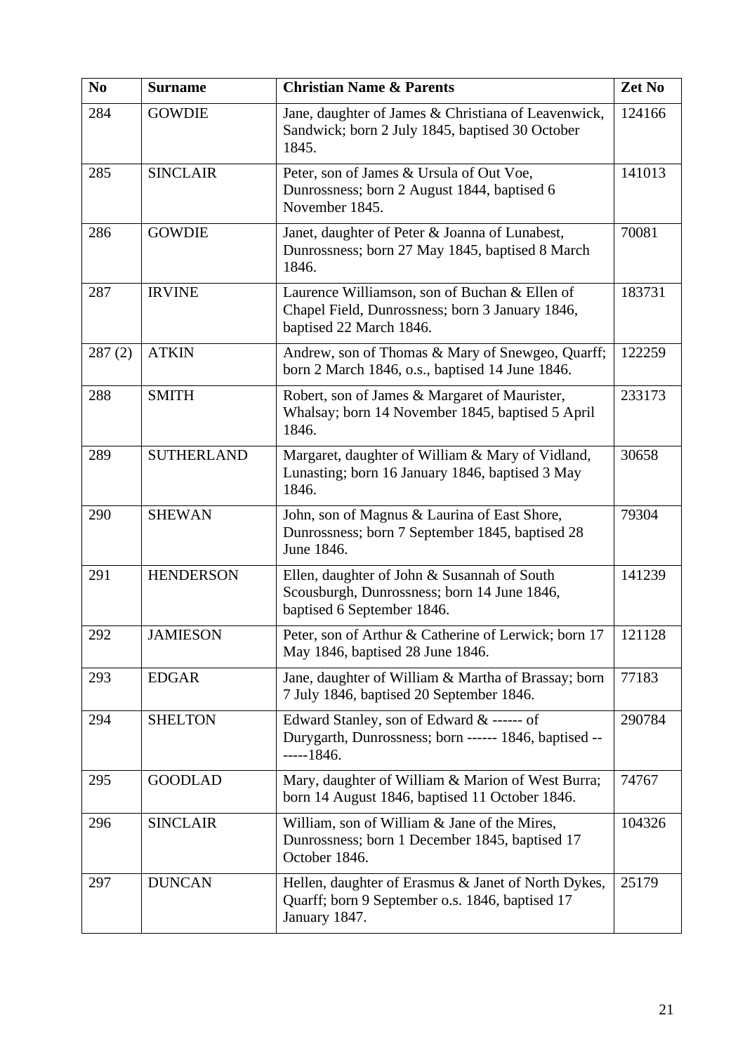| No | Surname | Christian Name & Parents | Zet No |
|---|---|---|---|
| 284 | GOWDIE | Jane, daughter of James & Christiana of Leavenwick, Sandwick; born 2 July 1845, baptised 30 October 1845. | 124166 |
| 285 | SINCLAIR | Peter, son of James & Ursula of Out Voe, Dunrossness; born 2 August 1844, baptised 6 November 1845. | 141013 |
| 286 | GOWDIE | Janet, daughter of Peter & Joanna of Lunabest, Dunrossness; born 27 May 1845, baptised 8 March 1846. | 70081 |
| 287 | IRVINE | Laurence Williamson, son of Buchan & Ellen of Chapel Field, Dunrossness; born 3 January 1846, baptised 22 March 1846. | 183731 |
| 287 (2) | ATKIN | Andrew, son of Thomas & Mary of Snewgeo, Quarff; born 2 March 1846, o.s., baptised 14 June 1846. | 122259 |
| 288 | SMITH | Robert, son of James & Margaret of Mauristér, Whalsay; born 14 November 1845, baptised 5 April 1846. | 233173 |
| 289 | SUTHERLAND | Margaret, daughter of William & Mary of Vidland, Lunasting; born 16 January 1846, baptised 3 May 1846. | 30658 |
| 290 | SHEWAN | John, son of Magnus & Laurina of East Shore, Dunrossness; born 7 September 1845, baptised 28 June 1846. | 79304 |
| 291 | HENDERSON | Ellen, daughter of John & Susannah of South Scousburgh, Dunrossness; born 14 June 1846, baptised 6 September 1846. | 141239 |
| 292 | JAMIESON | Peter, son of Arthur & Catherine of Lerwick; born 17 May 1846, baptised 28 June 1846. | 121128 |
| 293 | EDGAR | Jane, daughter of William & Martha of Brassay; born 7 July 1846, baptised 20 September 1846. | 77183 |
| 294 | SHELTON | Edward Stanley, son of Edward & ------ of Durygarth, Dunrossness; born ------ 1846, baptised -------1846. | 290784 |
| 295 | GOODLAD | Mary, daughter of William & Marion of West Burra; born 14 August 1846, baptised 11 October 1846. | 74767 |
| 296 | SINCLAIR | William, son of William & Jane of the Mires, Dunrossness; born 1 December 1845, baptised 17 October 1846. | 104326 |
| 297 | DUNCAN | Hellen, daughter of Erasmus & Janet of North Dykes, Quarff; born 9 September o.s. 1846, baptised 17 January 1847. | 25179 |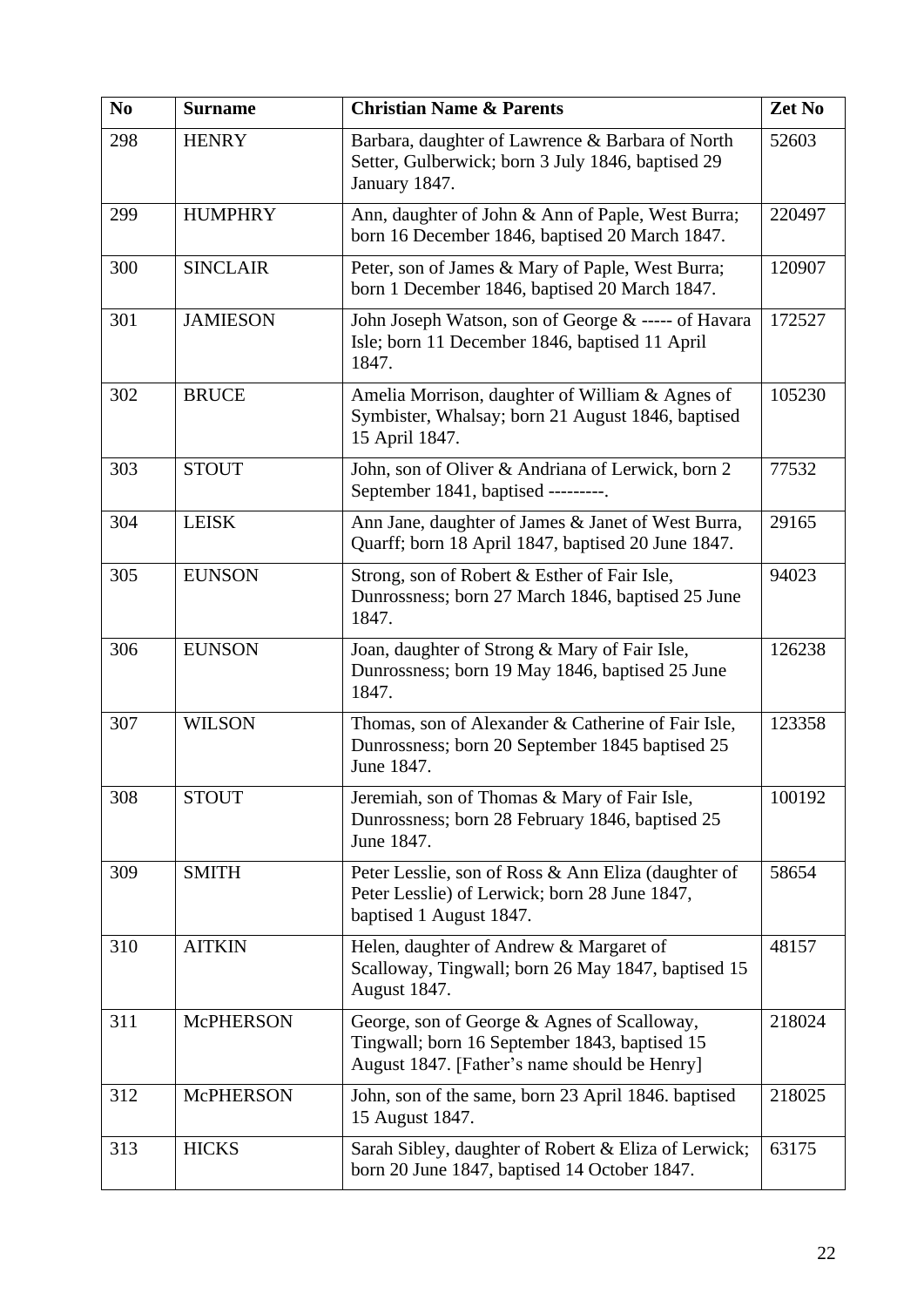| No | Surname | Christian Name & Parents | Zet No |
|---|---|---|---|
| 298 | HENRY | Barbara, daughter of Lawrence & Barbara of North Setter, Gulberwick; born 3 July 1846, baptised 29 January 1847. | 52603 |
| 299 | HUMPHRY | Ann, daughter of John & Ann of Paple, West Burra; born 16 December 1846, baptised 20 March 1847. | 220497 |
| 300 | SINCLAIR | Peter, son of James & Mary of Paple, West Burra; born 1 December 1846, baptised 20 March 1847. | 120907 |
| 301 | JAMIESON | John Joseph Watson, son of George & ----- of Havara Isle; born 11 December 1846, baptised 11 April 1847. | 172527 |
| 302 | BRUCE | Amelia Morrison, daughter of William & Agnes of Symbister, Whalsay; born 21 August 1846, baptised 15 April 1847. | 105230 |
| 303 | STOUT | John, son of Oliver & Andriana of Lerwick, born 2 September 1841, baptised ---------. | 77532 |
| 304 | LEISK | Ann Jane, daughter of James & Janet of West Burra, Quarff; born 18 April 1847, baptised 20 June 1847. | 29165 |
| 305 | EUNSON | Strong, son of Robert & Esther of Fair Isle, Dunrossness; born 27 March 1846, baptised 25 June 1847. | 94023 |
| 306 | EUNSON | Joan, daughter of Strong & Mary of Fair Isle, Dunrossness; born 19 May 1846, baptised 25 June 1847. | 126238 |
| 307 | WILSON | Thomas, son of Alexander & Catherine of Fair Isle, Dunrossness; born 20 September 1845 baptised 25 June 1847. | 123358 |
| 308 | STOUT | Jeremiah, son of Thomas & Mary of Fair Isle, Dunrossness; born 28 February 1846, baptised 25 June 1847. | 100192 |
| 309 | SMITH | Peter Lesslie, son of Ross & Ann Eliza (daughter of Peter Lesslie) of Lerwick; born 28 June 1847, baptised 1 August 1847. | 58654 |
| 310 | AITKIN | Helen, daughter of Andrew & Margaret of Scalloway, Tingwall; born 26 May 1847, baptised 15 August 1847. | 48157 |
| 311 | McPHERSON | George, son of George & Agnes of Scalloway, Tingwall; born 16 September 1843, baptised 15 August 1847. [Father's name should be Henry] | 218024 |
| 312 | McPHERSON | John, son of the same, born 23 April 1846. baptised 15 August 1847. | 218025 |
| 313 | HICKS | Sarah Sibley, daughter of Robert & Eliza of Lerwick; born 20 June 1847, baptised 14 October 1847. | 63175 |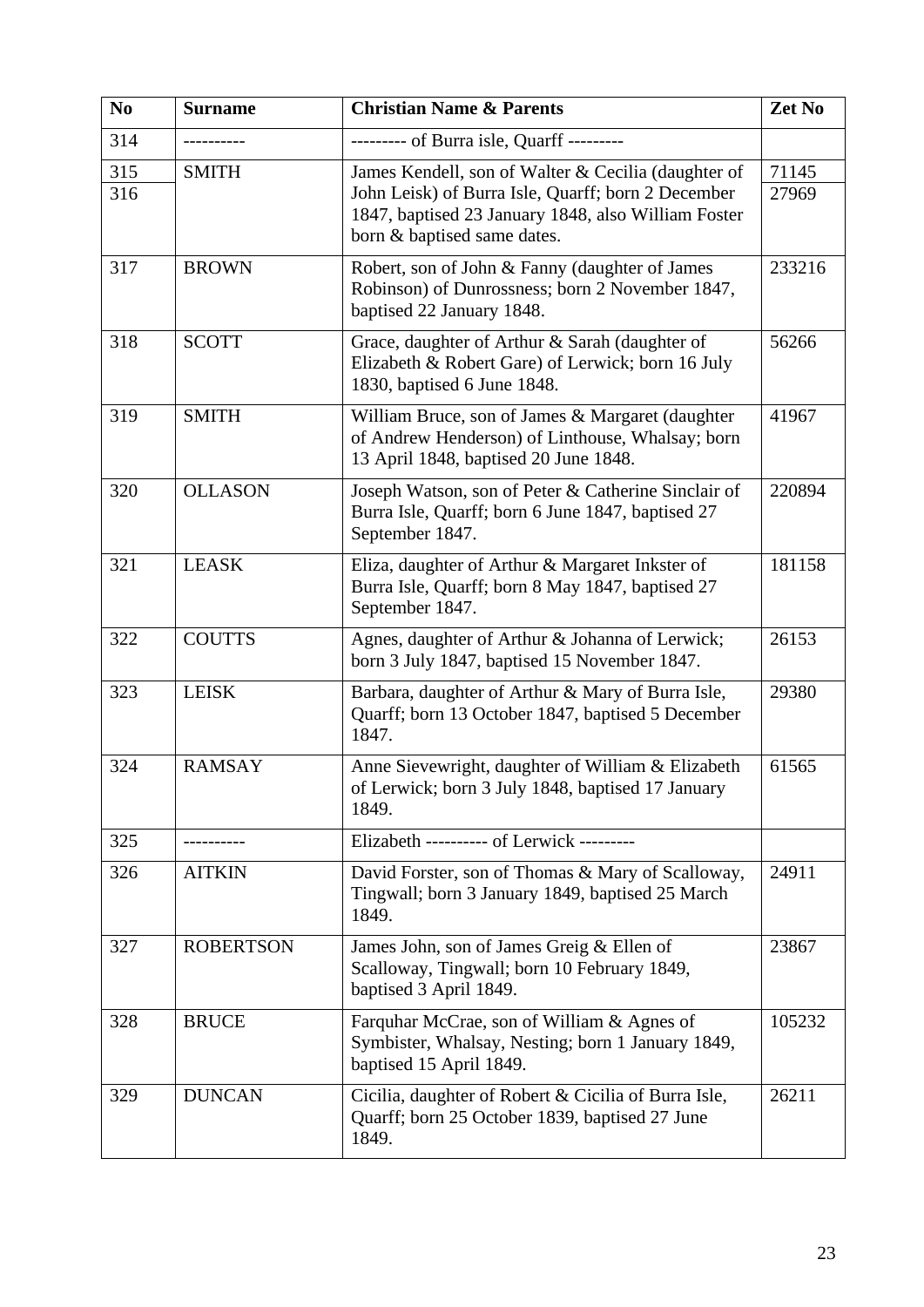| No | Surname | Christian Name & Parents | Zet No |
|---|---|---|---|
| 314 | ---------- | --------- of Burra isle, Quarff --------- | |
| 315<br>316 | SMITH | James Kendell, son of Walter & Cecilia (daughter of John Leisk) of Burra Isle, Quarff; born 2 December 1847, baptised 23 January 1848, also William Foster born & baptised same dates. | 71145<br>27969 |
| 317 | BROWN | Robert, son of John & Fanny (daughter of James Robinson) of Dunrossness; born 2 November 1847, baptised 22 January 1848. | 233216 |
| 318 | SCOTT | Grace, daughter of Arthur & Sarah (daughter of Elizabeth & Robert Gare) of Lerwick; born 16 July 1830, baptised 6 June 1848. | 56266 |
| 319 | SMITH | William Bruce, son of James & Margaret (daughter of Andrew Henderson) of Linthouse, Whalsay; born 13 April 1848, baptised 20 June 1848. | 41967 |
| 320 | OLLASON | Joseph Watson, son of Peter & Catherine Sinclair of Burra Isle, Quarff; born 6 June 1847, baptised 27 September 1847. | 220894 |
| 321 | LEASK | Eliza, daughter of Arthur & Margaret Inkster of Burra Isle, Quarff; born 8 May 1847, baptised 27 September 1847. | 181158 |
| 322 | COUTTS | Agnes, daughter of Arthur & Johanna of Lerwick; born 3 July 1847, baptised 15 November 1847. | 26153 |
| 323 | LEISK | Barbara, daughter of Arthur & Mary of Burra Isle, Quarff; born 13 October 1847, baptised 5 December 1847. | 29380 |
| 324 | RAMSAY | Anne Sievewright, daughter of William & Elizabeth of Lerwick; born 3 July 1848, baptised 17 January 1849. | 61565 |
| 325 | ---------- | Elizabeth ---------- of Lerwick --------- | |
| 326 | AITKIN | David Forster, son of Thomas & Mary of Scalloway, Tingwall; born 3 January 1849, baptised 25 March 1849. | 24911 |
| 327 | ROBERTSON | James John, son of James Greig & Ellen of Scalloway, Tingwall; born 10 February 1849, baptised 3 April 1849. | 23867 |
| 328 | BRUCE | Farquhar McCrae, son of William & Agnes of Symbister, Whalsay, Nesting; born 1 January 1849, baptised 15 April 1849. | 105232 |
| 329 | DUNCAN | Cicilia, daughter of Robert & Cicilia of Burra Isle, Quarff; born 25 October 1839, baptised 27 June 1849. | 26211 |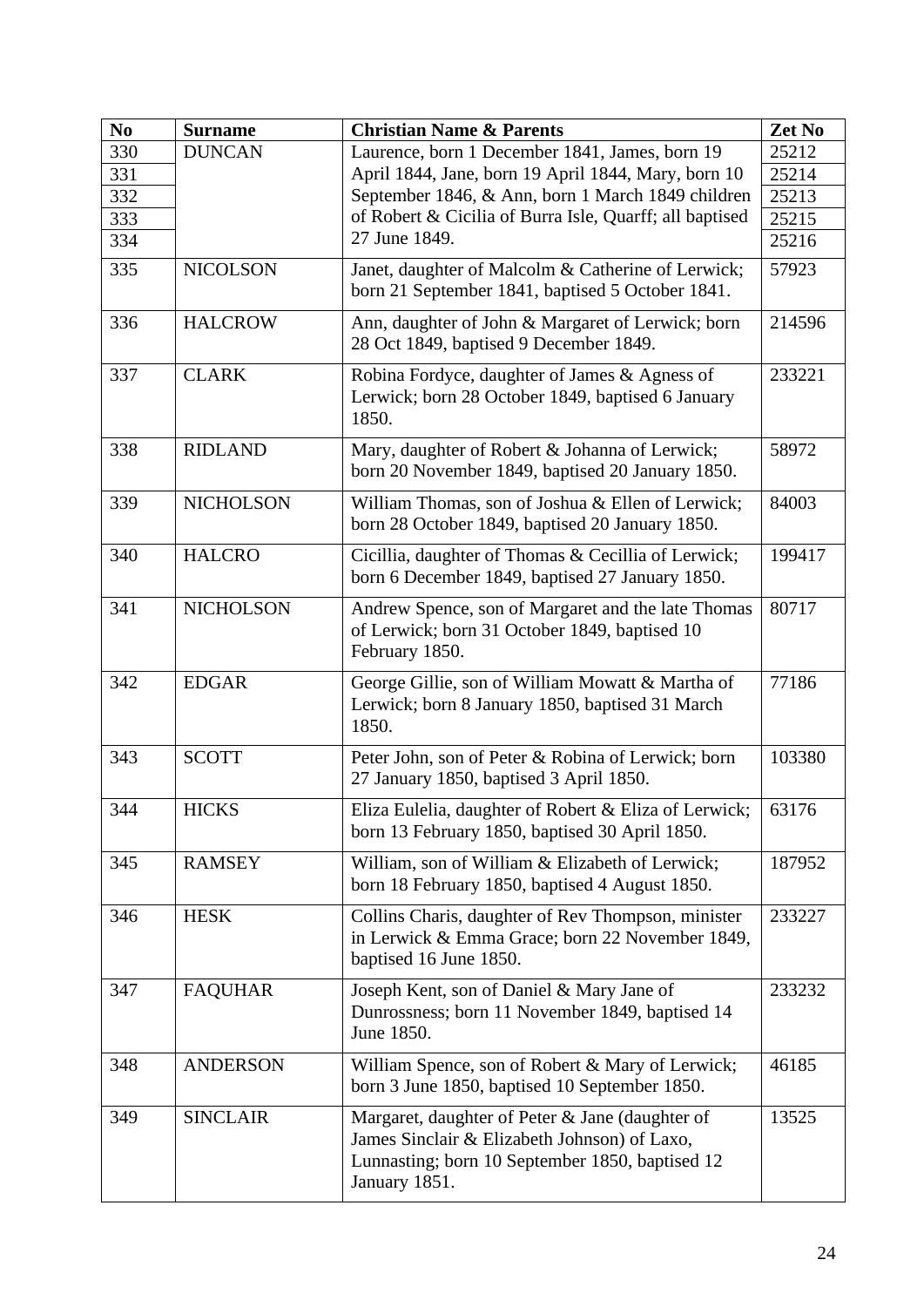| No | Surname | Christian Name & Parents | Zet No |
|---|---|---|---|
| 330 | DUNCAN | Laurence, born 1 December 1841, James, born 19 April 1844, Jane, born 19 April 1844, Mary, born 10 September 1846, & Ann, born 1 March 1849 children of Robert & Cicilia of Burra Isle, Quarff; all baptised 27 June 1849. | 25212 |
| 331 | | | 25214 |
| 332 | | | 25213 |
| 333 | | | 25215 |
| 334 | | | 25216 |
| 335 | NICOLSON | Janet, daughter of Malcolm & Catherine of Lerwick; born 21 September 1841, baptised 5 October 1841. | 57923 |
| 336 | HALCROW | Ann, daughter of John & Margaret of Lerwick; born 28 Oct 1849, baptised 9 December 1849. | 214596 |
| 337 | CLARK | Robina Fordyce, daughter of James & Agness of Lerwick; born 28 October 1849, baptised 6 January 1850. | 233221 |
| 338 | RIDLAND | Mary, daughter of Robert & Johanna of Lerwick; born 20 November 1849, baptised 20 January 1850. | 58972 |
| 339 | NICHOLSON | William Thomas, son of Joshua & Ellen of Lerwick; born 28 October 1849, baptised 20 January 1850. | 84003 |
| 340 | HALCRO | Cicillia, daughter of Thomas & Cecillia of Lerwick; born 6 December 1849, baptised 27 January 1850. | 199417 |
| 341 | NICHOLSON | Andrew Spence, son of Margaret and the late Thomas of Lerwick; born 31 October 1849, baptised 10 February 1850. | 80717 |
| 342 | EDGAR | George Gillie, son of William Mowatt & Martha of Lerwick; born 8 January 1850, baptised 31 March 1850. | 77186 |
| 343 | SCOTT | Peter John, son of Peter & Robina of Lerwick; born 27 January 1850, baptised 3 April 1850. | 103380 |
| 344 | HICKS | Eliza Eulelia, daughter of Robert & Eliza of Lerwick; born 13 February 1850, baptised 30 April 1850. | 63176 |
| 345 | RAMSEY | William, son of William & Elizabeth of Lerwick; born 18 February 1850, baptised 4 August 1850. | 187952 |
| 346 | HESK | Collins Charis, daughter of Rev Thompson, minister in Lerwick & Emma Grace; born 22 November 1849, baptised 16 June 1850. | 233227 |
| 347 | FAQUHAR | Joseph Kent, son of Daniel & Mary Jane of Dunrossness; born 11 November 1849, baptised 14 June 1850. | 233232 |
| 348 | ANDERSON | William Spence, son of Robert & Mary of Lerwick; born 3 June 1850, baptised 10 September 1850. | 46185 |
| 349 | SINCLAIR | Margaret, daughter of Peter & Jane (daughter of James Sinclair & Elizabeth Johnson) of Laxo, Lunnasting; born 10 September 1850, baptised 12 January 1851. | 13525 |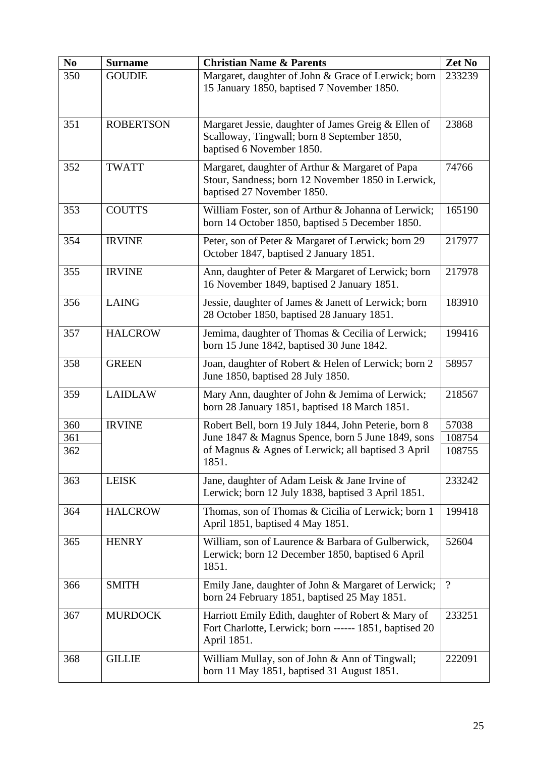| No | Surname | Christian Name & Parents | Zet No |
|---|---|---|---|
| 350 | GOUDIE | Margaret, daughter of John & Grace of Lerwick; born 15 January 1850, baptised 7 November 1850. | 233239 |
| 351 | ROBERTSON | Margaret Jessie, daughter of James Greig & Ellen of Scalloway, Tingwall; born 8 September 1850, baptised 6 November 1850. | 23868 |
| 352 | TWATT | Margaret, daughter of Arthur & Margaret of Papa Stour, Sandness; born 12 November 1850 in Lerwick, baptised 27 November 1850. | 74766 |
| 353 | COUTTS | William Foster, son of Arthur & Johanna of Lerwick; born 14 October 1850, baptised 5 December 1850. | 165190 |
| 354 | IRVINE | Peter, son of Peter & Margaret of Lerwick; born 29 October 1847, baptised 2 January 1851. | 217977 |
| 355 | IRVINE | Ann, daughter of Peter & Margaret of Lerwick; born 16 November 1849, baptised 2 January 1851. | 217978 |
| 356 | LAING | Jessie, daughter of James & Janett of Lerwick; born 28 October 1850, baptised 28 January 1851. | 183910 |
| 357 | HALCROW | Jemima, daughter of Thomas & Cecilia of Lerwick; born 15 June 1842, baptised 30 June 1842. | 199416 |
| 358 | GREEN | Joan, daughter of Robert & Helen of Lerwick; born 2 June 1850, baptised 28 July 1850. | 58957 |
| 359 | LAIDLAW | Mary Ann, daughter of John & Jemima of Lerwick; born 28 January 1851, baptised 18 March 1851. | 218567 |
| 360<br>361<br>362 | IRVINE | Robert Bell, born 19 July 1844, John Peterie, born 8 June 1847 & Magnus Spence, born 5 June 1849, sons of Magnus & Agnes of Lerwick; all baptised 3 April 1851. | 57038<br>108754<br>108755 |
| 363 | LEISK | Jane, daughter of Adam Leisk & Jane Irvine of Lerwick; born 12 July 1838, baptised 3 April 1851. | 233242 |
| 364 | HALCROW | Thomas, son of Thomas & Cicilia of Lerwick; born 1 April 1851, baptised 4 May 1851. | 199418 |
| 365 | HENRY | William, son of Laurence & Barbara of Gulberwick, Lerwick; born 12 December 1850, baptised 6 April 1851. | 52604 |
| 366 | SMITH | Emily Jane, daughter of John & Margaret of Lerwick; born 24 February 1851, baptised 25 May 1851. | ? |
| 367 | MURDOCK | Harriott Emily Edith, daughter of Robert & Mary of Fort Charlotte, Lerwick; born ------ 1851, baptised 20 April 1851. | 233251 |
| 368 | GILLIE | William Mullay, son of John & Ann of Tingwall; born 11 May 1851, baptised 31 August 1851. | 222091 |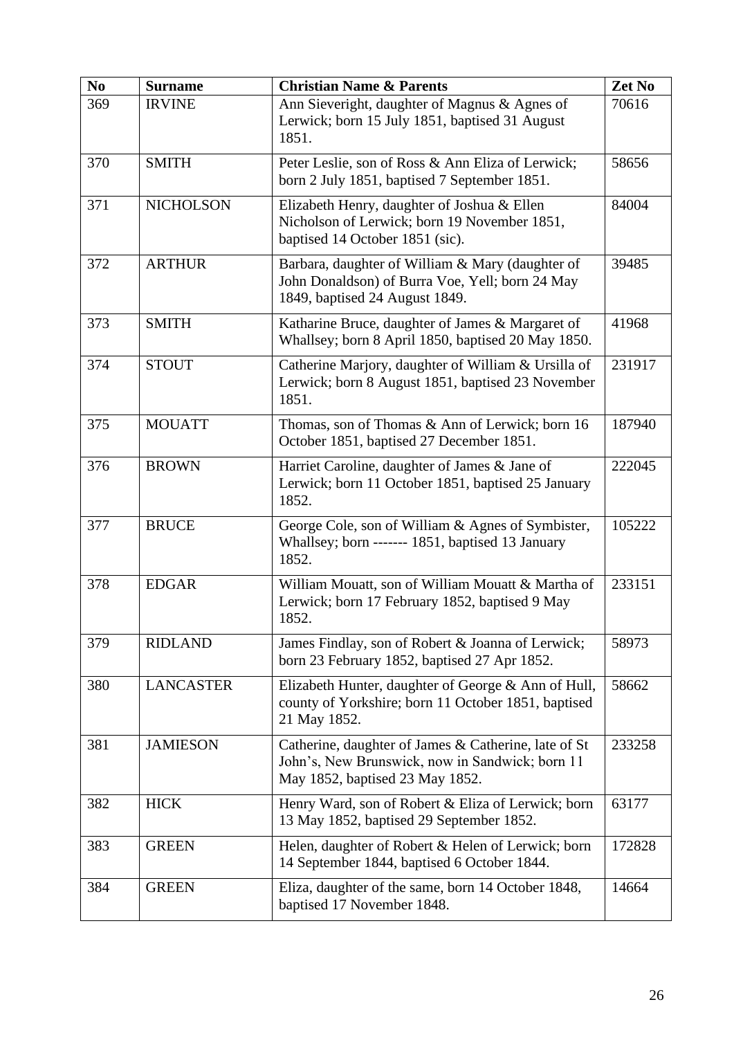| No | Surname | Christian Name & Parents | Zet No |
|---|---|---|---|
| 369 | IRVINE | Ann Sieveright, daughter of Magnus & Agnes of Lerwick; born 15 July 1851, baptised 31 August 1851. | 70616 |
| 370 | SMITH | Peter Leslie, son of Ross & Ann Eliza of Lerwick; born 2 July 1851, baptised 7 September 1851. | 58656 |
| 371 | NICHOLSON | Elizabeth Henry, daughter of Joshua & Ellen Nicholson of Lerwick; born 19 November 1851, baptised 14 October 1851 (sic). | 84004 |
| 372 | ARTHUR | Barbara, daughter of William & Mary (daughter of John Donaldson) of Burra Voe, Yell; born 24 May 1849, baptised 24 August 1849. | 39485 |
| 373 | SMITH | Katharine Bruce, daughter of James & Margaret of Whallsey; born 8 April 1850, baptised 20 May 1850. | 41968 |
| 374 | STOUT | Catherine Marjory, daughter of William & Ursilla of Lerwick; born 8 August 1851, baptised 23 November 1851. | 231917 |
| 375 | MOUATT | Thomas, son of Thomas & Ann of Lerwick; born 16 October 1851, baptised 27 December 1851. | 187940 |
| 376 | BROWN | Harriet Caroline, daughter of James & Jane of Lerwick; born 11 October 1851, baptised 25 January 1852. | 222045 |
| 377 | BRUCE | George Cole, son of William & Agnes of Symbister, Whallsey; born ------- 1851, baptised 13 January 1852. | 105222 |
| 378 | EDGAR | William Mouatt, son of William Mouatt & Martha of Lerwick; born 17 February 1852, baptised 9 May 1852. | 233151 |
| 379 | RIDLAND | James Findlay, son of Robert & Joanna of Lerwick; born 23 February 1852, baptised 27 Apr 1852. | 58973 |
| 380 | LANCASTER | Elizabeth Hunter, daughter of George & Ann of Hull, county of Yorkshire; born 11 October 1851, baptised 21 May 1852. | 58662 |
| 381 | JAMIESON | Catherine, daughter of James & Catherine, late of St John's, New Brunswick, now in Sandwick; born 11 May 1852, baptised 23 May 1852. | 233258 |
| 382 | HICK | Henry Ward, son of Robert & Eliza of Lerwick; born 13 May 1852, baptised 29 September 1852. | 63177 |
| 383 | GREEN | Helen, daughter of Robert & Helen of Lerwick; born 14 September 1844, baptised 6 October 1844. | 172828 |
| 384 | GREEN | Eliza, daughter of the same, born 14 October 1848, baptised 17 November 1848. | 14664 |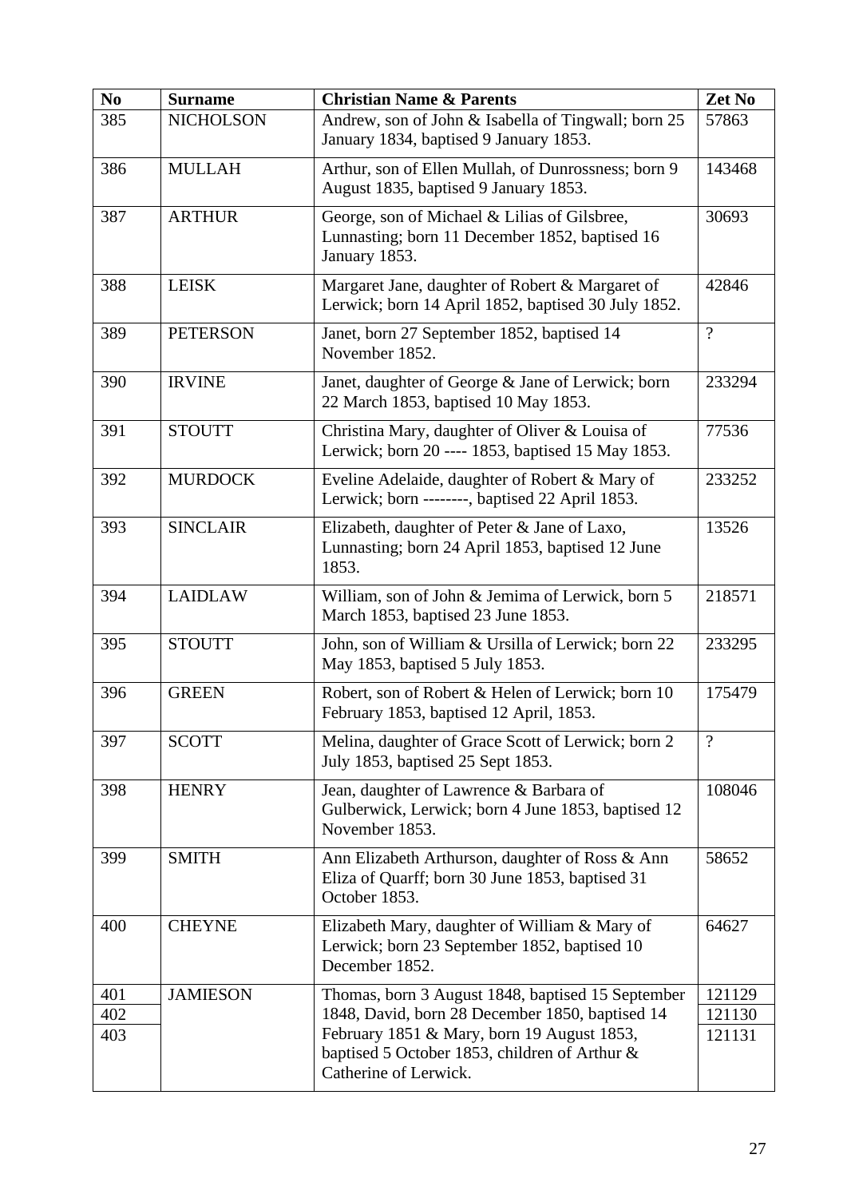| No | Surname | Christian Name & Parents | Zet No |
|---|---|---|---|
| 385 | NICHOLSON | Andrew, son of John & Isabella of Tingwall; born 25 January 1834, baptised 9 January 1853. | 57863 |
| 386 | MULLAH | Arthur, son of Ellen Mullah, of Dunrossness; born 9 August 1835, baptised 9 January 1853. | 143468 |
| 387 | ARTHUR | George, son of Michael & Lilias of Gilsbree, Lunnasting; born 11 December 1852, baptised 16 January 1853. | 30693 |
| 388 | LEISK | Margaret Jane, daughter of Robert & Margaret of Lerwick; born 14 April 1852, baptised 30 July 1852. | 42846 |
| 389 | PETERSON | Janet, born 27 September 1852, baptised 14 November 1852. | ? |
| 390 | IRVINE | Janet, daughter of George & Jane of Lerwick; born 22 March 1853, baptised 10 May 1853. | 233294 |
| 391 | STOUTT | Christina Mary, daughter of Oliver & Louisa of Lerwick; born 20 ---- 1853, baptised 15 May 1853. | 77536 |
| 392 | MURDOCK | Eveline Adelaide, daughter of Robert & Mary of Lerwick; born --------, baptised 22 April 1853. | 233252 |
| 393 | SINCLAIR | Elizabeth, daughter of Peter & Jane of Laxo, Lunnasting; born 24 April 1853, baptised 12 June 1853. | 13526 |
| 394 | LAIDLAW | William, son of John & Jemima of Lerwick, born 5 March 1853, baptised 23 June 1853. | 218571 |
| 395 | STOUTT | John, son of William & Ursilla of Lerwick; born 22 May 1853, baptised 5 July 1853. | 233295 |
| 396 | GREEN | Robert, son of Robert & Helen of Lerwick; born 10 February 1853, baptised 12 April, 1853. | 175479 |
| 397 | SCOTT | Melina, daughter of Grace Scott of Lerwick; born 2 July 1853, baptised 25 Sept 1853. | ? |
| 398 | HENRY | Jean, daughter of Lawrence & Barbara of Gulberwick, Lerwick; born 4 June 1853, baptised 12 November 1853. | 108046 |
| 399 | SMITH | Ann Elizabeth Arthurson, daughter of Ross & Ann Eliza of Quarff; born 30 June 1853, baptised 31 October 1853. | 58652 |
| 400 | CHEYNE | Elizabeth Mary, daughter of William & Mary of Lerwick; born 23 September 1852, baptised 10 December 1852. | 64627 |
| 401<br>402<br>403 | JAMIESON | Thomas, born 3 August 1848, baptised 15 September 1848, David, born 28 December 1850, baptised 14 February 1851 & Mary, born 19 August 1853, baptised 5 October 1853, children of Arthur & Catherine of Lerwick. | 121129<br>121130<br>121131 |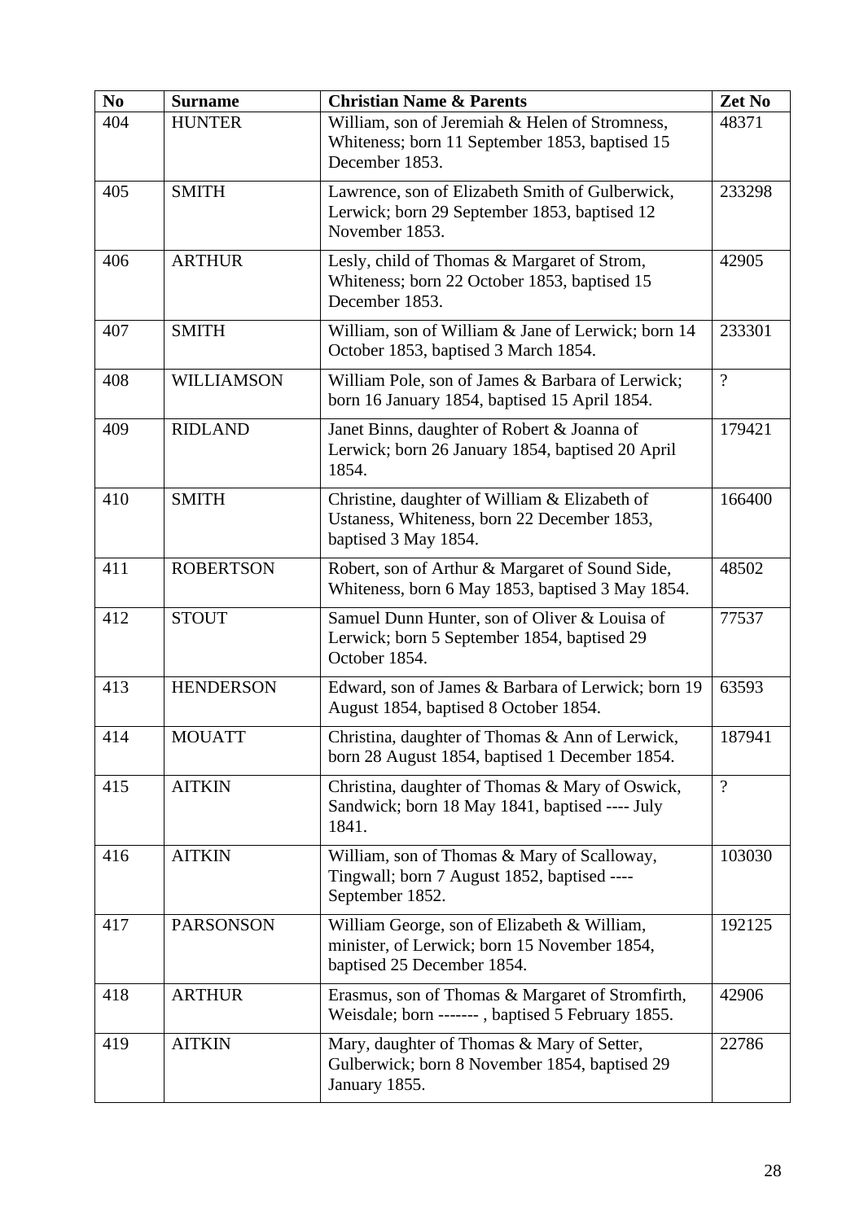| No | Surname | Christian Name & Parents | Zet No |
|---|---|---|---|
| 404 | HUNTER | William, son of Jeremiah & Helen of Stromness, Whiteness; born 11 September 1853, baptised 15 December 1853. | 48371 |
| 405 | SMITH | Lawrence, son of Elizabeth Smith of Gulberwick, Lerwick; born 29 September 1853, baptised 12 November 1853. | 233298 |
| 406 | ARTHUR | Lesly, child of Thomas & Margaret of Strom, Whiteness; born 22 October 1853, baptised 15 December 1853. | 42905 |
| 407 | SMITH | William, son of William & Jane of Lerwick; born 14 October 1853, baptised 3 March 1854. | 233301 |
| 408 | WILLIAMSON | William Pole, son of James & Barbara of Lerwick; born 16 January 1854, baptised 15 April 1854. | ? |
| 409 | RIDLAND | Janet Binns, daughter of Robert & Joanna of Lerwick; born 26 January 1854, baptised 20 April 1854. | 179421 |
| 410 | SMITH | Christine, daughter of William & Elizabeth of Ustaness, Whiteness, born 22 December 1853, baptised 3 May 1854. | 166400 |
| 411 | ROBERTSON | Robert, son of Arthur & Margaret of Sound Side, Whiteness, born 6 May 1853, baptised 3 May 1854. | 48502 |
| 412 | STOUT | Samuel Dunn Hunter, son of Oliver & Louisa of Lerwick; born 5 September 1854, baptised 29 October 1854. | 77537 |
| 413 | HENDERSON | Edward, son of James & Barbara of Lerwick; born 19 August 1854, baptised 8 October 1854. | 63593 |
| 414 | MOUATT | Christina, daughter of Thomas & Ann of Lerwick, born 28 August 1854, baptised 1 December 1854. | 187941 |
| 415 | AITKIN | Christina, daughter of Thomas & Mary of Oswick, Sandwick; born 18 May 1841, baptised ---- July 1841. | ? |
| 416 | AITKIN | William, son of Thomas & Mary of Scalloway, Tingwall; born 7 August 1852, baptised ---- September 1852. | 103030 |
| 417 | PARSONSON | William George, son of Elizabeth & William, minister, of Lerwick; born 15 November 1854, baptised 25 December 1854. | 192125 |
| 418 | ARTHUR | Erasmus, son of Thomas & Margaret of Stromfirth, Weisdale; born ------- , baptised 5 February 1855. | 42906 |
| 419 | AITKIN | Mary, daughter of Thomas & Mary of Setter, Gulberwick; born 8 November 1854, baptised 29 January 1855. | 22786 |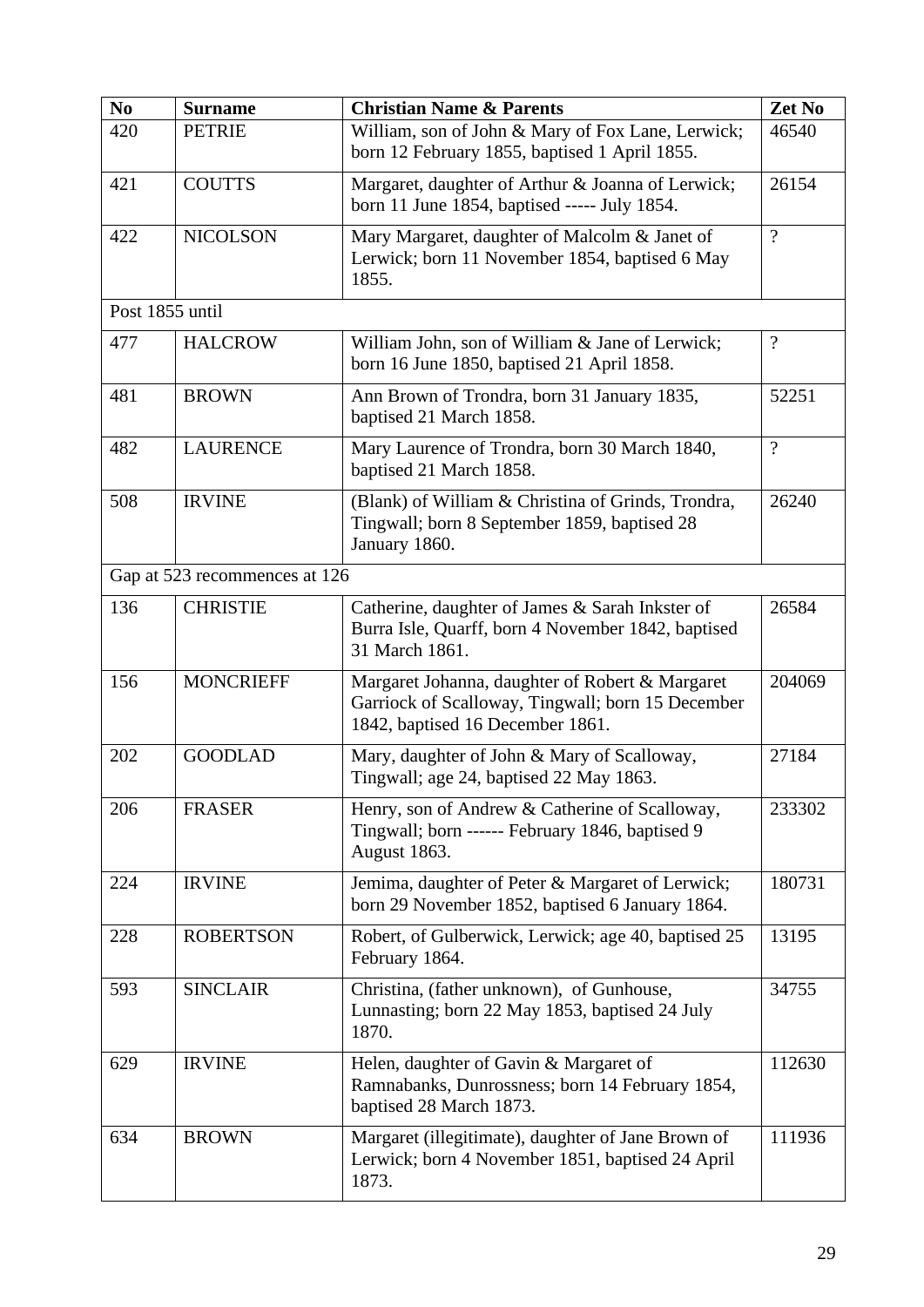| No | Surname | Christian Name & Parents | Zet No |
|---|---|---|---|
| 420 | PETRIE | William, son of John & Mary of Fox Lane, Lerwick; born 12 February 1855, baptised 1 April 1855. | 46540 |
| 421 | COUTTS | Margaret, daughter of Arthur & Joanna of Lerwick; born 11 June 1854, baptised ----- July 1854. | 26154 |
| 422 | NICOLSON | Mary Margaret, daughter of Malcolm & Janet of Lerwick; born 11 November 1854, baptised 6 May 1855. | ? |
| Post 1855 until | | | |
| 477 | HALCROW | William John, son of William & Jane of Lerwick; born 16 June 1850, baptised 21 April 1858. | ? |
| 481 | BROWN | Ann Brown of Trondra, born 31 January 1835, baptised 21 March 1858. | 52251 |
| 482 | LAURENCE | Mary Laurence of Trondra, born 30 March 1840, baptised 21 March 1858. | ? |
| 508 | IRVINE | (Blank) of William & Christina of Grinds, Trondra, Tingwall; born 8 September 1859, baptised 28 January 1860. | 26240 |
| Gap at 523 recommences at 126 | | | |
| 136 | CHRISTIE | Catherine, daughter of James & Sarah Inkster of Burra Isle, Quarff, born 4 November 1842, baptised 31 March 1861. | 26584 |
| 156 | MONCRIEFF | Margaret Johanna, daughter of Robert & Margaret Garriock of Scalloway, Tingwall; born 15 December 1842, baptised 16 December 1861. | 204069 |
| 202 | GOODLAD | Mary, daughter of John & Mary of Scalloway, Tingwall; age 24, baptised 22 May 1863. | 27184 |
| 206 | FRASER | Henry, son of Andrew & Catherine of Scalloway, Tingwall; born ------ February 1846, baptised 9 August 1863. | 233302 |
| 224 | IRVINE | Jemima, daughter of Peter & Margaret of Lerwick; born 29 November 1852, baptised 6 January 1864. | 180731 |
| 228 | ROBERTSON | Robert, of Gulberwick, Lerwick; age 40, baptised 25 February 1864. | 13195 |
| 593 | SINCLAIR | Christina, (father unknown), of Gunhouse, Lunnasting; born 22 May 1853, baptised 24 July 1870. | 34755 |
| 629 | IRVINE | Helen, daughter of Gavin & Margaret of Ramnabanks, Dunrossness; born 14 February 1854, baptised 28 March 1873. | 112630 |
| 634 | BROWN | Margaret (illegitimate), daughter of Jane Brown of Lerwick; born 4 November 1851, baptised 24 April 1873. | 111936 |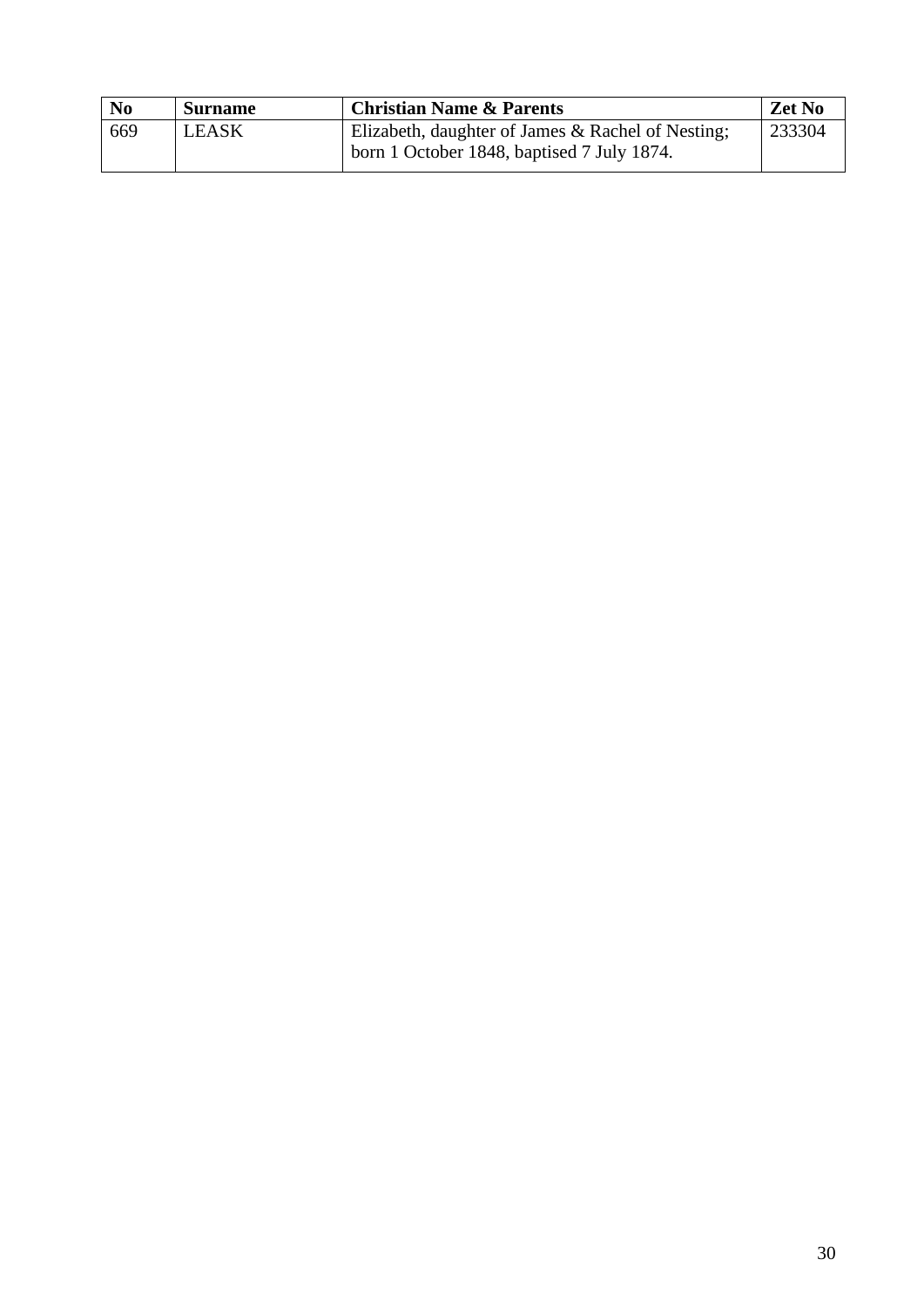| No | Surname | Christian Name & Parents | Zet No |
|---|---|---|---|
| 669 | LEASK | Elizabeth, daughter of James & Rachel of Nesting; born 1 October 1848, baptised 7 July 1874. | 233304 |